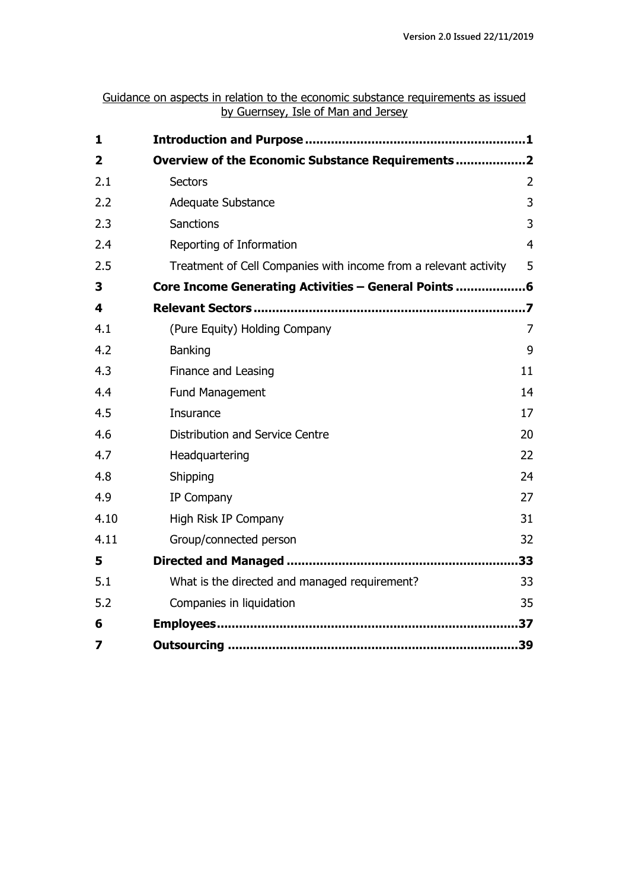Version 2.0 Issued 22/11/2019

Guidance on aspects in relation to the economic substance requirements as issued by Guernsey, Isle of Man and Jersey

| | | |
|---|---|---|
| **1** | **Introduction and Purpose** | **1** |
| **2** | **Overview of the Economic Substance Requirements** | **2** |
| 2.1 | Sectors | 2 |
| 2.2 | Adequate Substance | 3 |
| 2.3 | Sanctions | 3 |
| 2.4 | Reporting of Information | 4 |
| 2.5 | Treatment of Cell Companies with income from a relevant activity | 5 |
| **3** | **Core Income Generating Activities – General Points** | **6** |
| **4** | **Relevant Sectors** | **7** |
| 4.1 | (Pure Equity) Holding Company | 7 |
| 4.2 | Banking | 9 |
| 4.3 | Finance and Leasing | 11 |
| 4.4 | Fund Management | 14 |
| 4.5 | Insurance | 17 |
| 4.6 | Distribution and Service Centre | 20 |
| 4.7 | Headquartering | 22 |
| 4.8 | Shipping | 24 |
| 4.9 | IP Company | 27 |
| 4.10 | High Risk IP Company | 31 |
| 4.11 | Group/connected person | 32 |
| **5** | **Directed and Managed** | **33** |
| 5.1 | What is the directed and managed requirement? | 33 |
| 5.2 | Companies in liquidation | 35 |
| **6** | **Employees** | **37** |
| **7** | **Outsourcing** | **39** |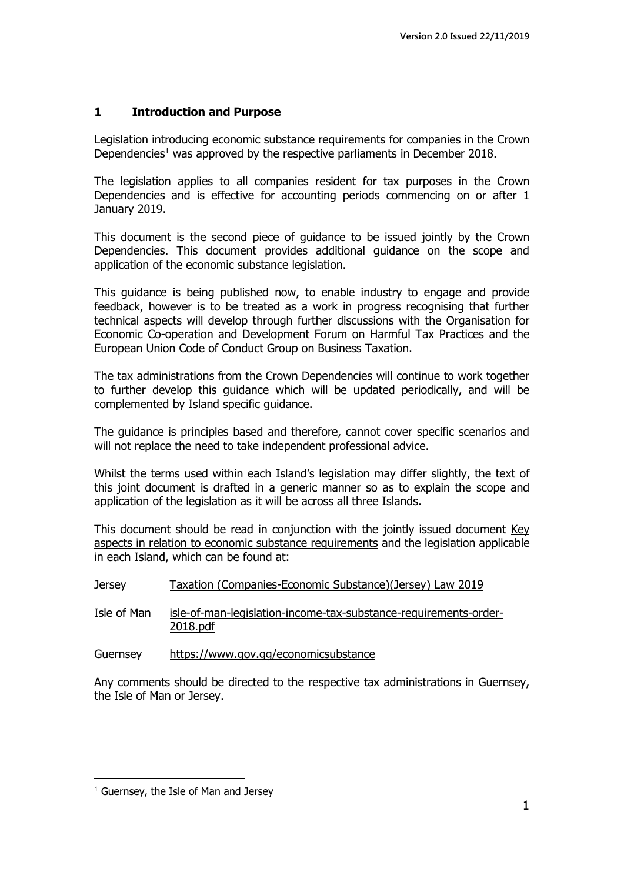## 1 Introduction and Purpose

Legislation introducing economic substance requirements for companies in the Crown Dependencies[1] was approved by the respective parliaments in December 2018.

The legislation applies to all companies resident for tax purposes in the Crown Dependencies and is effective for accounting periods commencing on or after 1 January 2019.

This document is the second piece of guidance to be issued jointly by the Crown Dependencies. This document provides additional guidance on the scope and application of the economic substance legislation.

This guidance is being published now, to enable industry to engage and provide feedback, however is to be treated as a work in progress recognising that further technical aspects will develop through further discussions with the Organisation for Economic Co-operation and Development Forum on Harmful Tax Practices and the European Union Code of Conduct Group on Business Taxation.

The tax administrations from the Crown Dependencies will continue to work together to further develop this guidance which will be updated periodically, and will be complemented by Island specific guidance.

The guidance is principles based and therefore, cannot cover specific scenarios and will not replace the need to take independent professional advice.

Whilst the terms used within each Island's legislation may differ slightly, the text of this joint document is drafted in a generic manner so as to explain the scope and application of the legislation as it will be across all three Islands.

This document should be read in conjunction with the jointly issued document Key aspects in relation to economic substance requirements and the legislation applicable in each Island, which can be found at:

| | |
|---|---|
| Jersey | Taxation (Companies-Economic Substance)(Jersey) Law 2019 |
| Isle of Man | isle-of-man-legislation-income-tax-substance-requirements-order-2018.pdf |
| Guernsey | https://www.gov.gg/economicsubstance |

Any comments should be directed to the respective tax administrations in Guernsey, the Isle of Man or Jersey.

[1] Guernsey, the Isle of Man and Jersey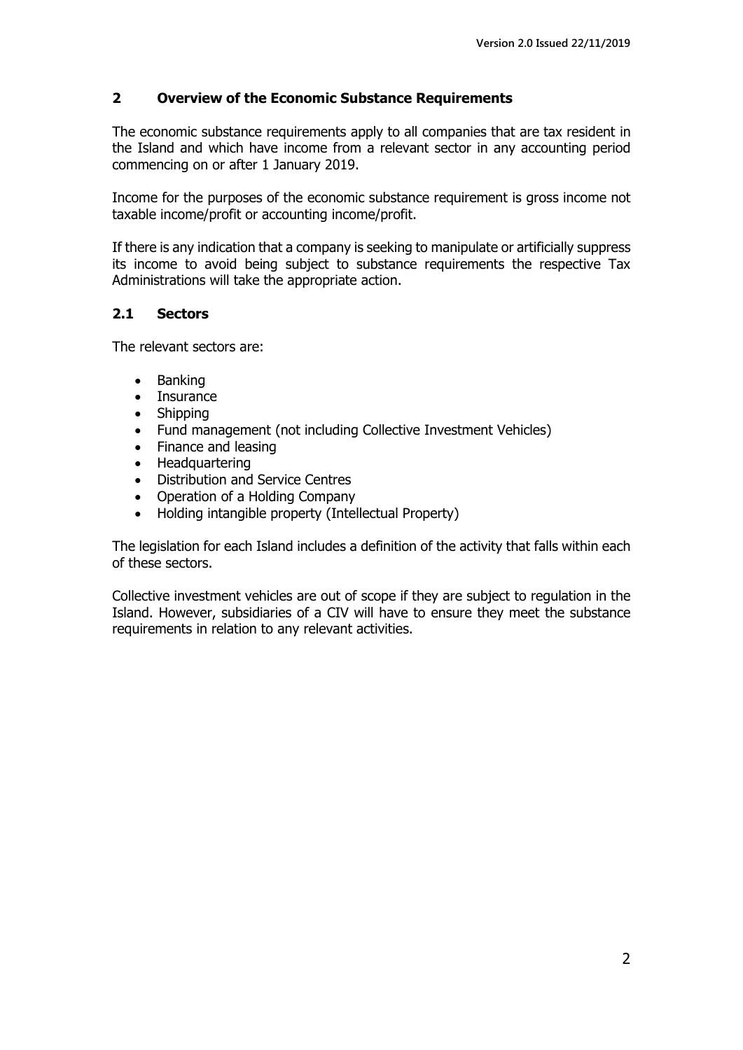## 2 Overview of the Economic Substance Requirements

The economic substance requirements apply to all companies that are tax resident in the Island and which have income from a relevant sector in any accounting period commencing on or after 1 January 2019.

Income for the purposes of the economic substance requirement is gross income not taxable income/profit or accounting income/profit.

If there is any indication that a company is seeking to manipulate or artificially suppress its income to avoid being subject to substance requirements the respective Tax Administrations will take the appropriate action.

### 2.1 Sectors

The relevant sectors are:

- Banking
- Insurance
- Shipping
- Fund management (not including Collective Investment Vehicles)
- Finance and leasing
- Headquartering
- Distribution and Service Centres
- Operation of a Holding Company
- Holding intangible property (Intellectual Property)

The legislation for each Island includes a definition of the activity that falls within each of these sectors.

Collective investment vehicles are out of scope if they are subject to regulation in the Island. However, subsidiaries of a CIV will have to ensure they meet the substance requirements in relation to any relevant activities.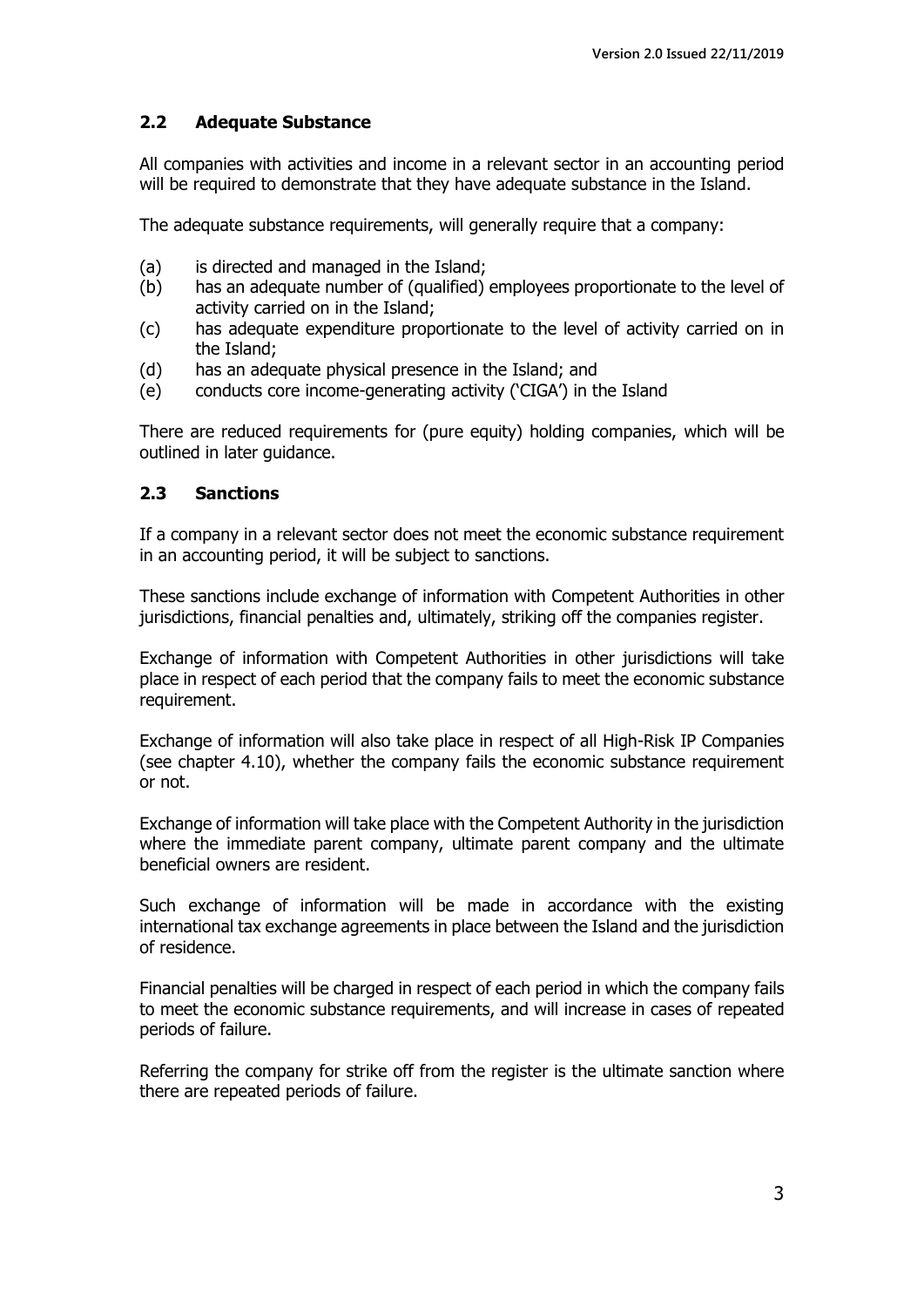## 2.2 Adequate Substance

All companies with activities and income in a relevant sector in an accounting period will be required to demonstrate that they have adequate substance in the Island.

The adequate substance requirements, will generally require that a company:

(a) is directed and managed in the Island;
(b) has an adequate number of (qualified) employees proportionate to the level of activity carried on in the Island;
(c) has adequate expenditure proportionate to the level of activity carried on in the Island;
(d) has an adequate physical presence in the Island; and
(e) conducts core income-generating activity ('CIGA') in the Island

There are reduced requirements for (pure equity) holding companies, which will be outlined in later guidance.

## 2.3 Sanctions

If a company in a relevant sector does not meet the economic substance requirement in an accounting period, it will be subject to sanctions.

These sanctions include exchange of information with Competent Authorities in other jurisdictions, financial penalties and, ultimately, striking off the companies register.

Exchange of information with Competent Authorities in other jurisdictions will take place in respect of each period that the company fails to meet the economic substance requirement.

Exchange of information will also take place in respect of all High-Risk IP Companies (see chapter 4.10), whether the company fails the economic substance requirement or not.

Exchange of information will take place with the Competent Authority in the jurisdiction where the immediate parent company, ultimate parent company and the ultimate beneficial owners are resident.

Such exchange of information will be made in accordance with the existing international tax exchange agreements in place between the Island and the jurisdiction of residence.

Financial penalties will be charged in respect of each period in which the company fails to meet the economic substance requirements, and will increase in cases of repeated periods of failure.

Referring the company for strike off from the register is the ultimate sanction where there are repeated periods of failure.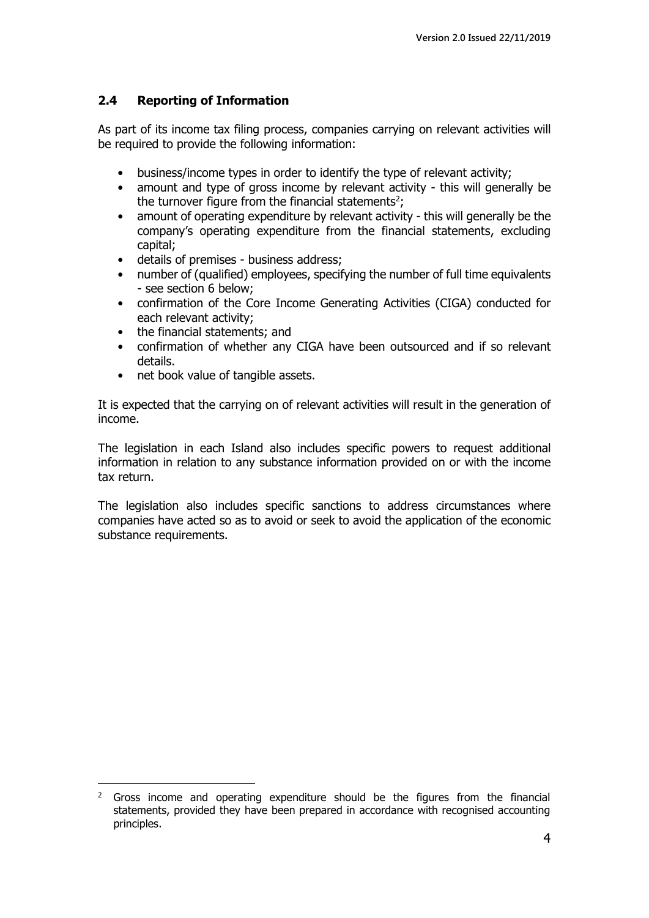## 2.4 Reporting of Information

As part of its income tax filing process, companies carrying on relevant activities will be required to provide the following information:

- business/income types in order to identify the type of relevant activity;
- amount and type of gross income by relevant activity - this will generally be the turnover figure from the financial statements[2];
- amount of operating expenditure by relevant activity - this will generally be the company's operating expenditure from the financial statements, excluding capital;
- details of premises - business address;
- number of (qualified) employees, specifying the number of full time equivalents - see section 6 below;
- confirmation of the Core Income Generating Activities (CIGA) conducted for each relevant activity;
- the financial statements; and
- confirmation of whether any CIGA have been outsourced and if so relevant details.
- net book value of tangible assets.

It is expected that the carrying on of relevant activities will result in the generation of income.

The legislation in each Island also includes specific powers to request additional information in relation to any substance information provided on or with the income tax return.

The legislation also includes specific sanctions to address circumstances where companies have acted so as to avoid or seek to avoid the application of the economic substance requirements.

---

[2] Gross income and operating expenditure should be the figures from the financial statements, provided they have been prepared in accordance with recognised accounting principles.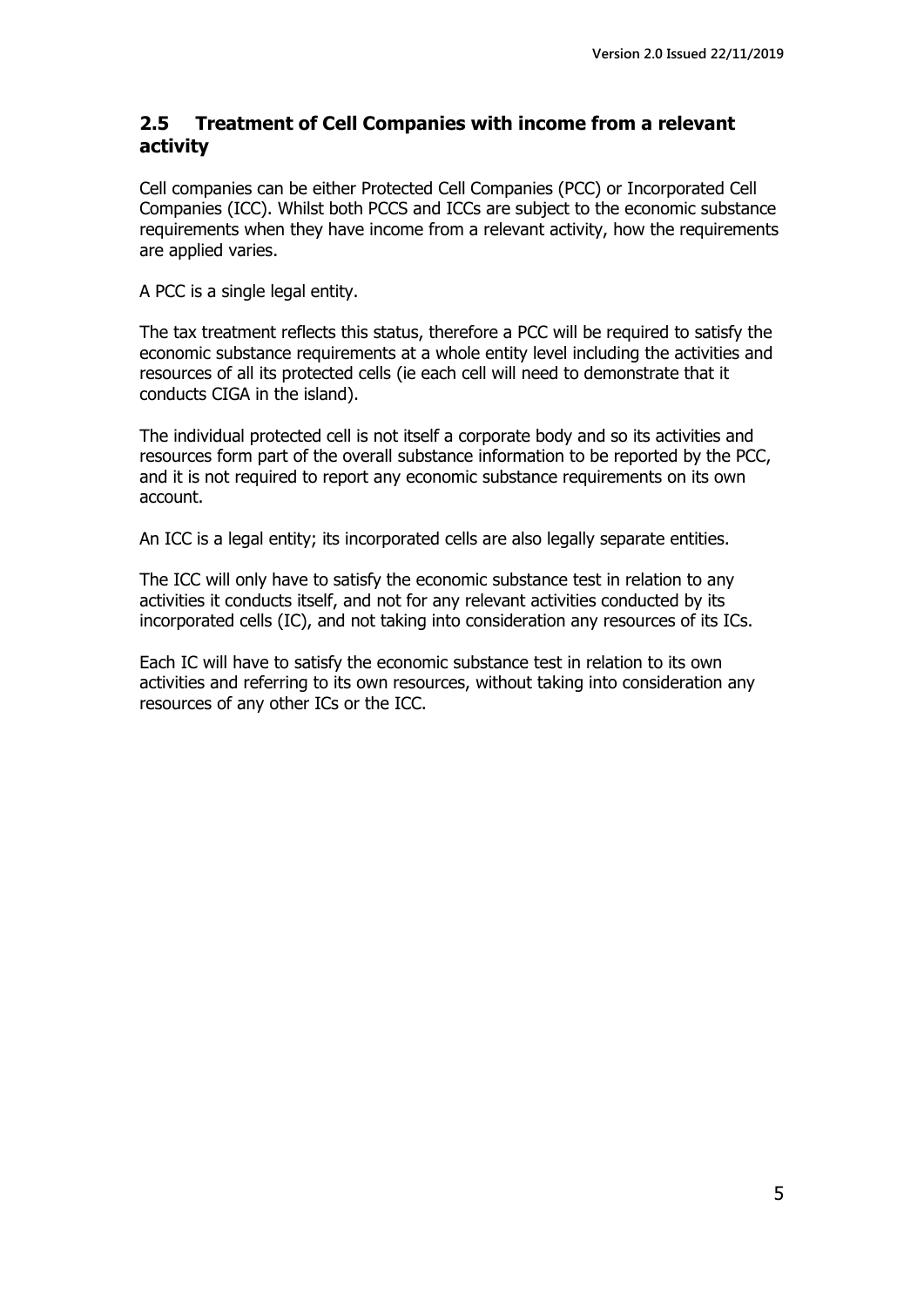## 2.5 Treatment of Cell Companies with income from a relevant activity

Cell companies can be either Protected Cell Companies (PCC) or Incorporated Cell Companies (ICC). Whilst both PCCS and ICCs are subject to the economic substance requirements when they have income from a relevant activity, how the requirements are applied varies.

A PCC is a single legal entity.

The tax treatment reflects this status, therefore a PCC will be required to satisfy the economic substance requirements at a whole entity level including the activities and resources of all its protected cells (ie each cell will need to demonstrate that it conducts CIGA in the island).

The individual protected cell is not itself a corporate body and so its activities and resources form part of the overall substance information to be reported by the PCC, and it is not required to report any economic substance requirements on its own account.

An ICC is a legal entity; its incorporated cells are also legally separate entities.

The ICC will only have to satisfy the economic substance test in relation to any activities it conducts itself, and not for any relevant activities conducted by its incorporated cells (IC), and not taking into consideration any resources of its ICs.

Each IC will have to satisfy the economic substance test in relation to its own activities and referring to its own resources, without taking into consideration any resources of any other ICs or the ICC.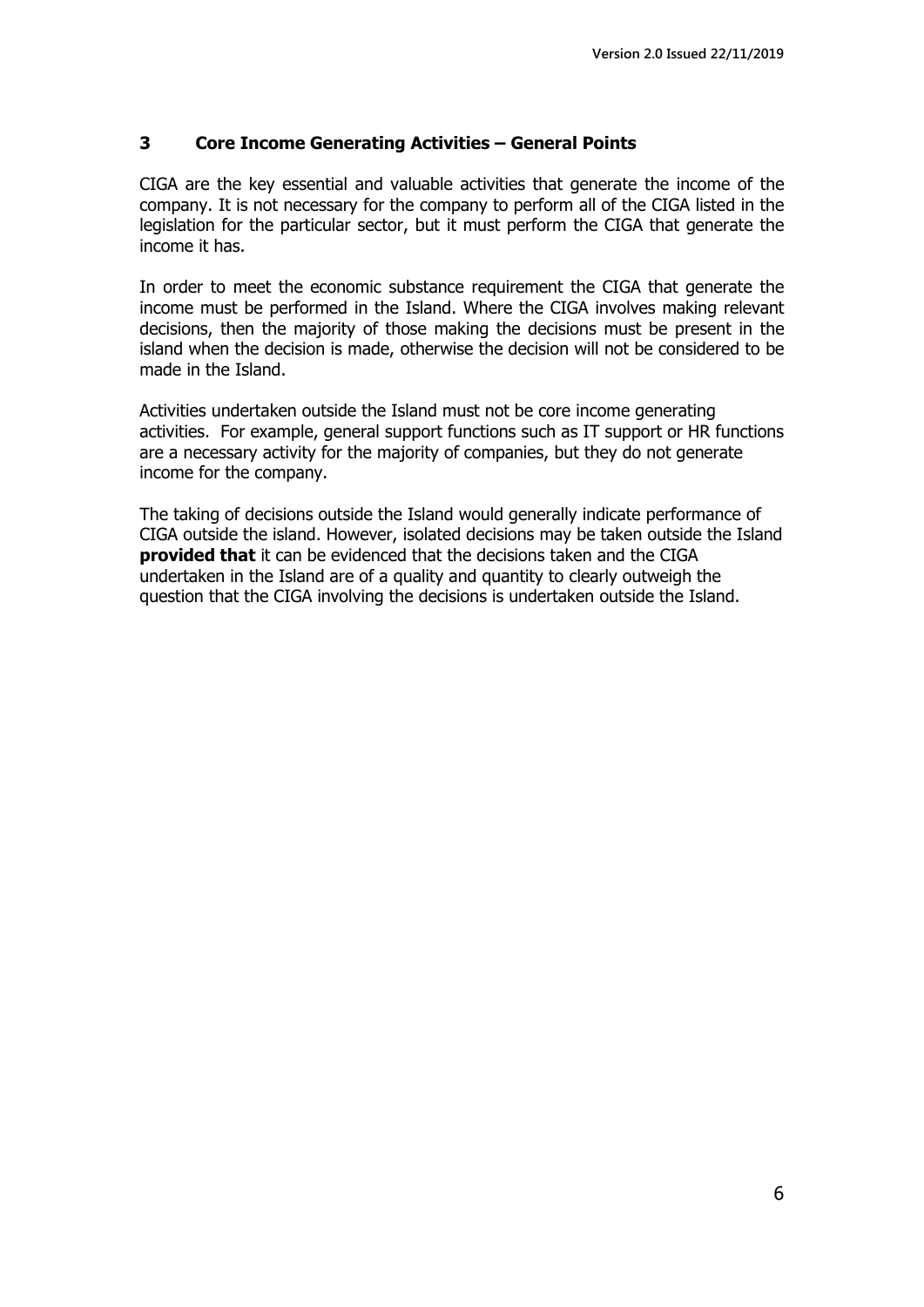## 3 Core Income Generating Activities – General Points

CIGA are the key essential and valuable activities that generate the income of the company. It is not necessary for the company to perform all of the CIGA listed in the legislation for the particular sector, but it must perform the CIGA that generate the income it has.

In order to meet the economic substance requirement the CIGA that generate the income must be performed in the Island. Where the CIGA involves making relevant decisions, then the majority of those making the decisions must be present in the island when the decision is made, otherwise the decision will not be considered to be made in the Island.

Activities undertaken outside the Island must not be core income generating activities. For example, general support functions such as IT support or HR functions are a necessary activity for the majority of companies, but they do not generate income for the company.

The taking of decisions outside the Island would generally indicate performance of CIGA outside the island. However, isolated decisions may be taken outside the Island **provided that** it can be evidenced that the decisions taken and the CIGA undertaken in the Island are of a quality and quantity to clearly outweigh the question that the CIGA involving the decisions is undertaken outside the Island.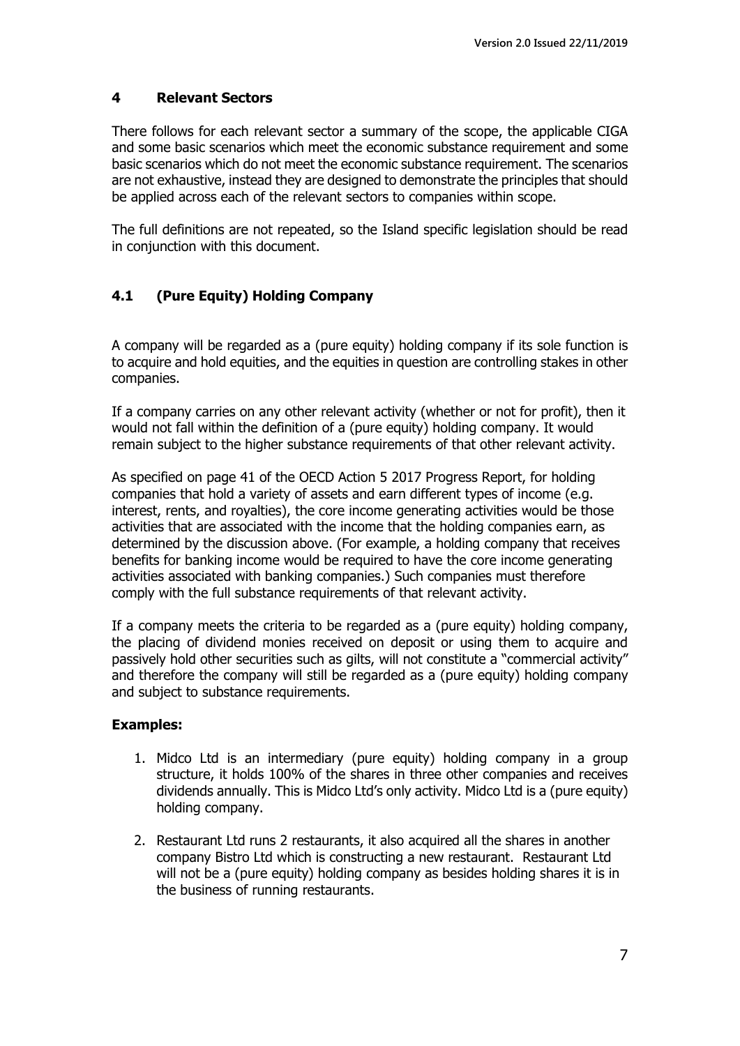## 4 Relevant Sectors

There follows for each relevant sector a summary of the scope, the applicable CIGA and some basic scenarios which meet the economic substance requirement and some basic scenarios which do not meet the economic substance requirement. The scenarios are not exhaustive, instead they are designed to demonstrate the principles that should be applied across each of the relevant sectors to companies within scope.

The full definitions are not repeated, so the Island specific legislation should be read in conjunction with this document.

### 4.1 (Pure Equity) Holding Company

A company will be regarded as a (pure equity) holding company if its sole function is to acquire and hold equities, and the equities in question are controlling stakes in other companies.

If a company carries on any other relevant activity (whether or not for profit), then it would not fall within the definition of a (pure equity) holding company. It would remain subject to the higher substance requirements of that other relevant activity.

As specified on page 41 of the OECD Action 5 2017 Progress Report, for holding companies that hold a variety of assets and earn different types of income (e.g. interest, rents, and royalties), the core income generating activities would be those activities that are associated with the income that the holding companies earn, as determined by the discussion above. (For example, a holding company that receives benefits for banking income would be required to have the core income generating activities associated with banking companies.) Such companies must therefore comply with the full substance requirements of that relevant activity.

If a company meets the criteria to be regarded as a (pure equity) holding company, the placing of dividend monies received on deposit or using them to acquire and passively hold other securities such as gilts, will not constitute a "commercial activity" and therefore the company will still be regarded as a (pure equity) holding company and subject to substance requirements.

**Examples:**

1. Midco Ltd is an intermediary (pure equity) holding company in a group structure, it holds 100% of the shares in three other companies and receives dividends annually. This is Midco Ltd's only activity. Midco Ltd is a (pure equity) holding company.
2. Restaurant Ltd runs 2 restaurants, it also acquired all the shares in another company Bistro Ltd which is constructing a new restaurant. Restaurant Ltd will not be a (pure equity) holding company as besides holding shares it is in the business of running restaurants.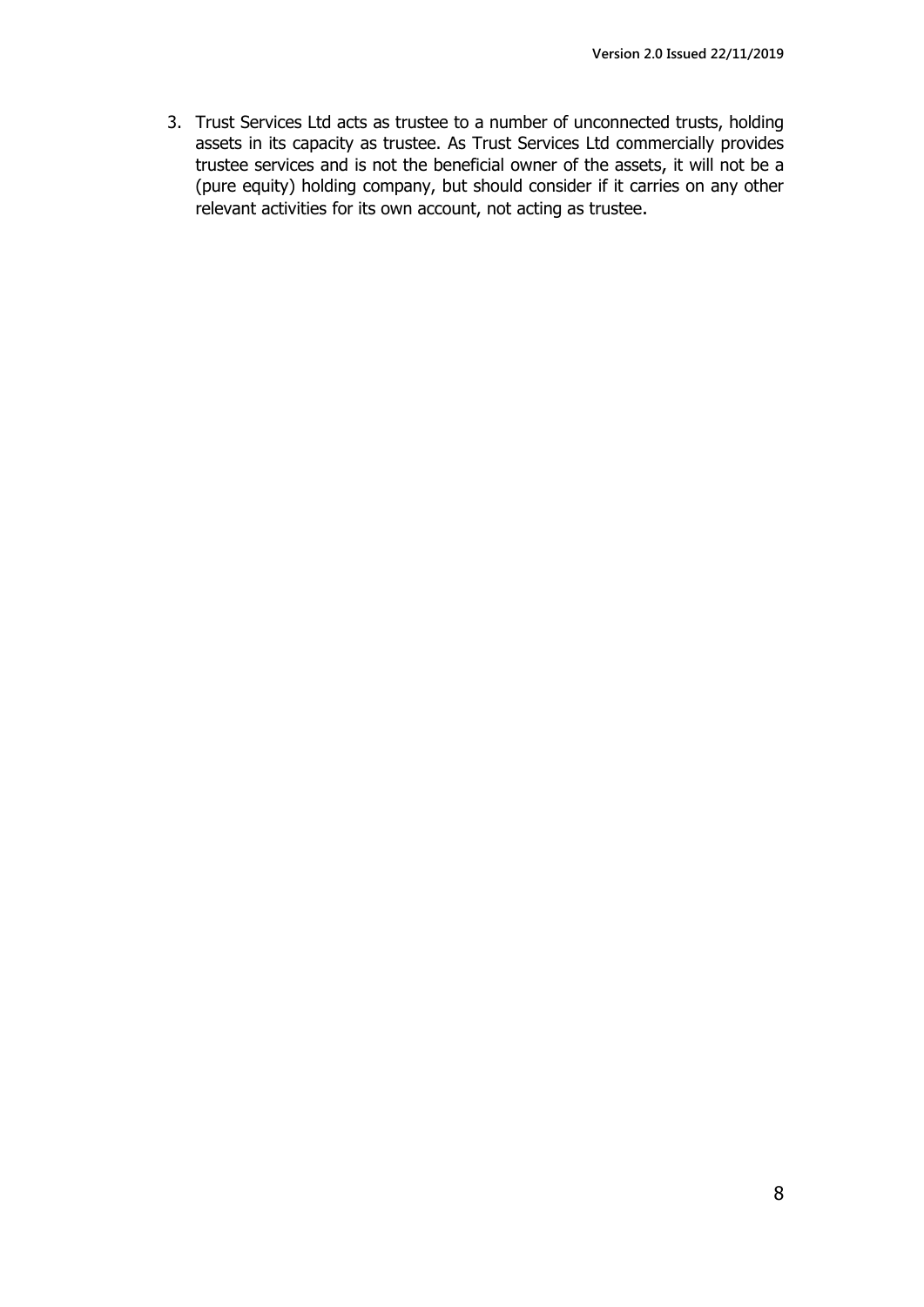3. Trust Services Ltd acts as trustee to a number of unconnected trusts, holding assets in its capacity as trustee. As Trust Services Ltd commercially provides trustee services and is not the beneficial owner of the assets, it will not be a (pure equity) holding company, but should consider if it carries on any other relevant activities for its own account, not acting as trustee.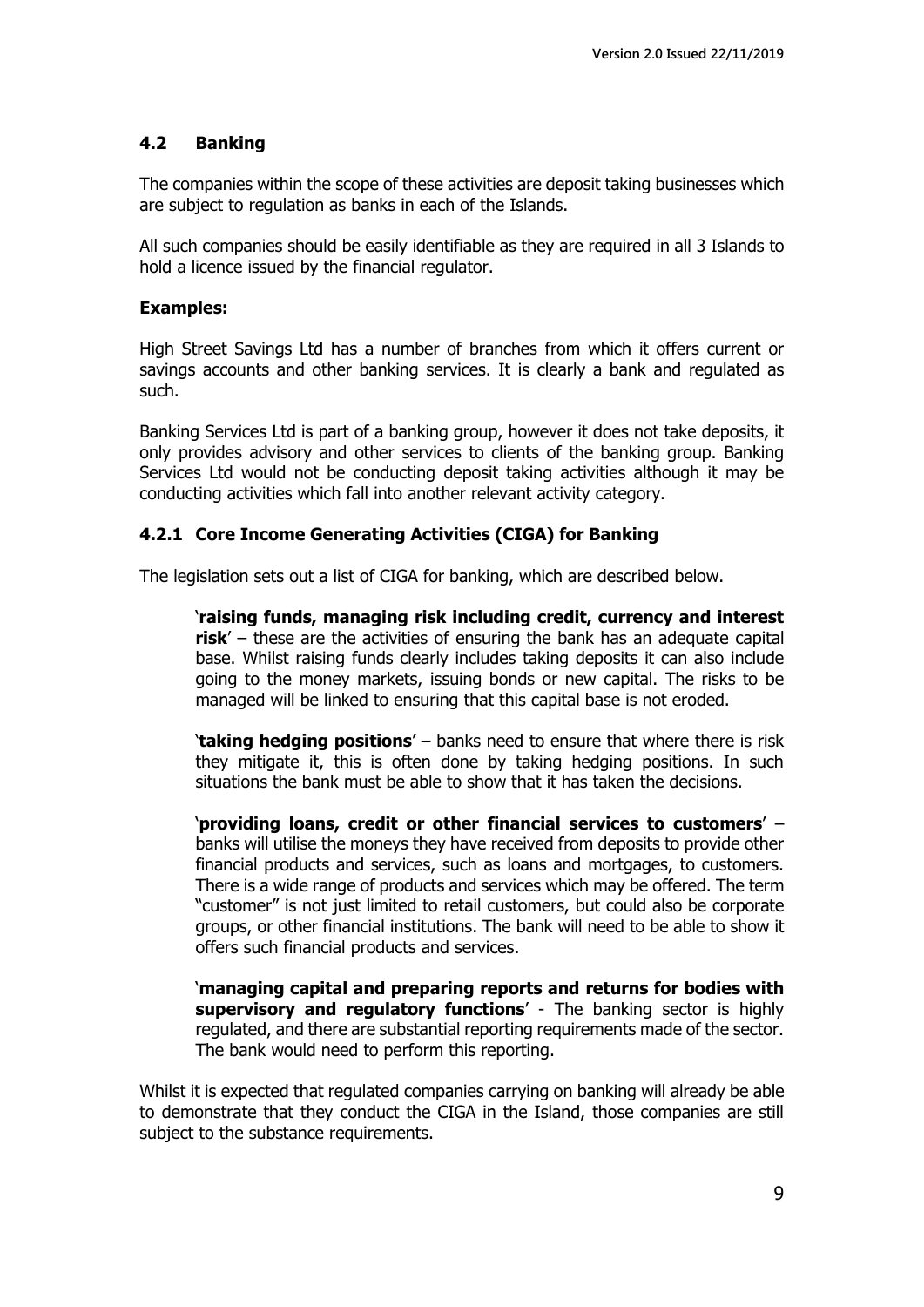## 4.2 Banking

The companies within the scope of these activities are deposit taking businesses which are subject to regulation as banks in each of the Islands.

All such companies should be easily identifiable as they are required in all 3 Islands to hold a licence issued by the financial regulator.

### Examples:

High Street Savings Ltd has a number of branches from which it offers current or savings accounts and other banking services. It is clearly a bank and regulated as such.

Banking Services Ltd is part of a banking group, however it does not take deposits, it only provides advisory and other services to clients of the banking group. Banking Services Ltd would not be conducting deposit taking activities although it may be conducting activities which fall into another relevant activity category.

### 4.2.1 Core Income Generating Activities (CIGA) for Banking

The legislation sets out a list of CIGA for banking, which are described below.

'**raising funds, managing risk including credit, currency and interest risk**' – these are the activities of ensuring the bank has an adequate capital base. Whilst raising funds clearly includes taking deposits it can also include going to the money markets, issuing bonds or new capital. The risks to be managed will be linked to ensuring that this capital base is not eroded.

'**taking hedging positions**' – banks need to ensure that where there is risk they mitigate it, this is often done by taking hedging positions. In such situations the bank must be able to show that it has taken the decisions.

'**providing loans, credit or other financial services to customers**' – banks will utilise the moneys they have received from deposits to provide other financial products and services, such as loans and mortgages, to customers. There is a wide range of products and services which may be offered. The term "customer" is not just limited to retail customers, but could also be corporate groups, or other financial institutions. The bank will need to be able to show it offers such financial products and services.

'**managing capital and preparing reports and returns for bodies with supervisory and regulatory functions**' - The banking sector is highly regulated, and there are substantial reporting requirements made of the sector. The bank would need to perform this reporting.

Whilst it is expected that regulated companies carrying on banking will already be able to demonstrate that they conduct the CIGA in the Island, those companies are still subject to the substance requirements.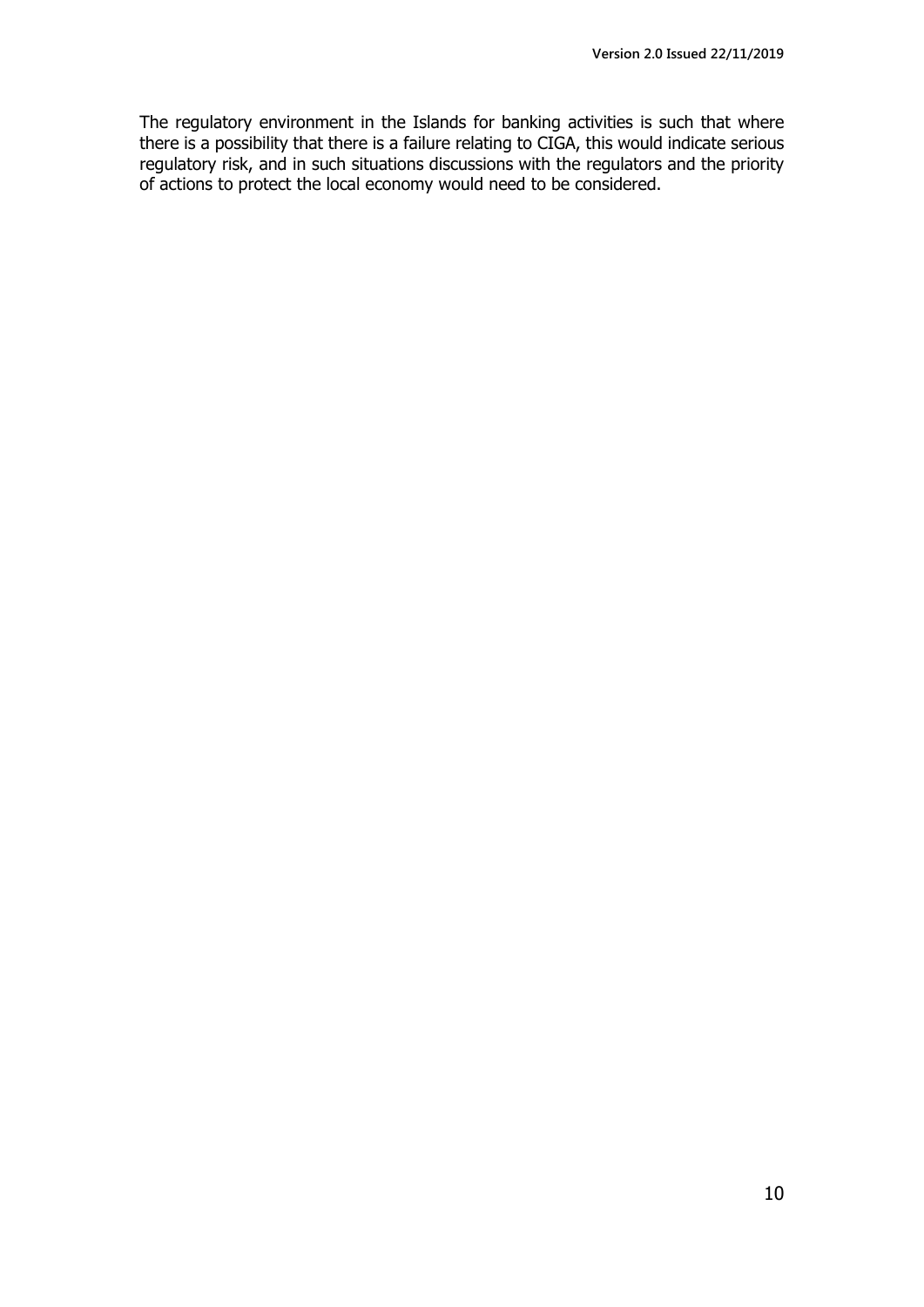The regulatory environment in the Islands for banking activities is such that where there is a possibility that there is a failure relating to CIGA, this would indicate serious regulatory risk, and in such situations discussions with the regulators and the priority of actions to protect the local economy would need to be considered.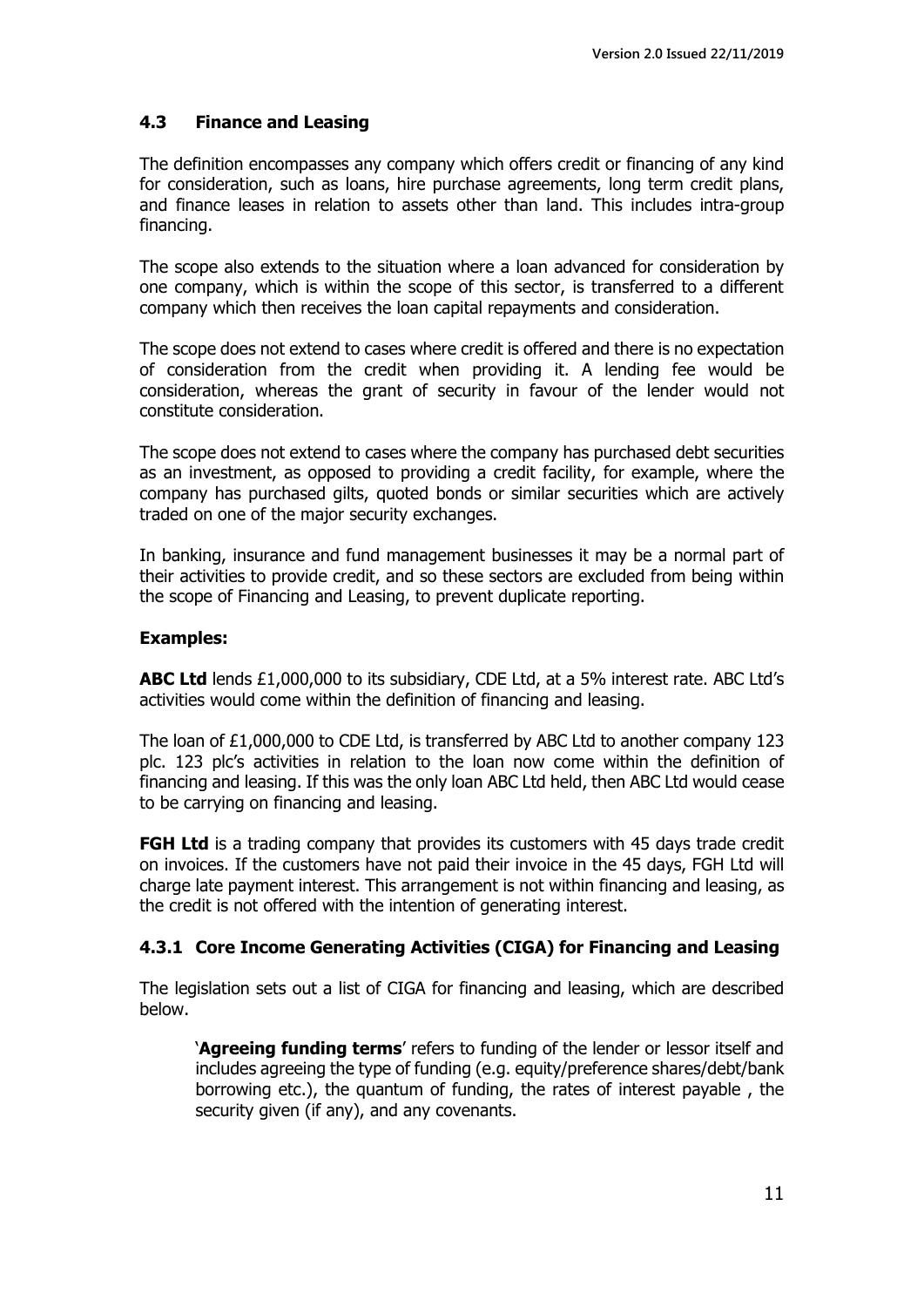## 4.3 Finance and Leasing

The definition encompasses any company which offers credit or financing of any kind for consideration, such as loans, hire purchase agreements, long term credit plans, and finance leases in relation to assets other than land. This includes intra-group financing.

The scope also extends to the situation where a loan advanced for consideration by one company, which is within the scope of this sector, is transferred to a different company which then receives the loan capital repayments and consideration.

The scope does not extend to cases where credit is offered and there is no expectation of consideration from the credit when providing it. A lending fee would be consideration, whereas the grant of security in favour of the lender would not constitute consideration.

The scope does not extend to cases where the company has purchased debt securities as an investment, as opposed to providing a credit facility, for example, where the company has purchased gilts, quoted bonds or similar securities which are actively traded on one of the major security exchanges.

In banking, insurance and fund management businesses it may be a normal part of their activities to provide credit, and so these sectors are excluded from being within the scope of Financing and Leasing, to prevent duplicate reporting.

### Examples:

**ABC Ltd** lends £1,000,000 to its subsidiary, CDE Ltd, at a 5% interest rate. ABC Ltd's activities would come within the definition of financing and leasing.

The loan of £1,000,000 to CDE Ltd, is transferred by ABC Ltd to another company 123 plc. 123 plc's activities in relation to the loan now come within the definition of financing and leasing. If this was the only loan ABC Ltd held, then ABC Ltd would cease to be carrying on financing and leasing.

**FGH Ltd** is a trading company that provides its customers with 45 days trade credit on invoices. If the customers have not paid their invoice in the 45 days, FGH Ltd will charge late payment interest. This arrangement is not within financing and leasing, as the credit is not offered with the intention of generating interest.

### 4.3.1 Core Income Generating Activities (CIGA) for Financing and Leasing

The legislation sets out a list of CIGA for financing and leasing, which are described below.

> '**Agreeing funding terms**' refers to funding of the lender or lessor itself and includes agreeing the type of funding (e.g. equity/preference shares/debt/bank borrowing etc.), the quantum of funding, the rates of interest payable , the security given (if any), and any covenants.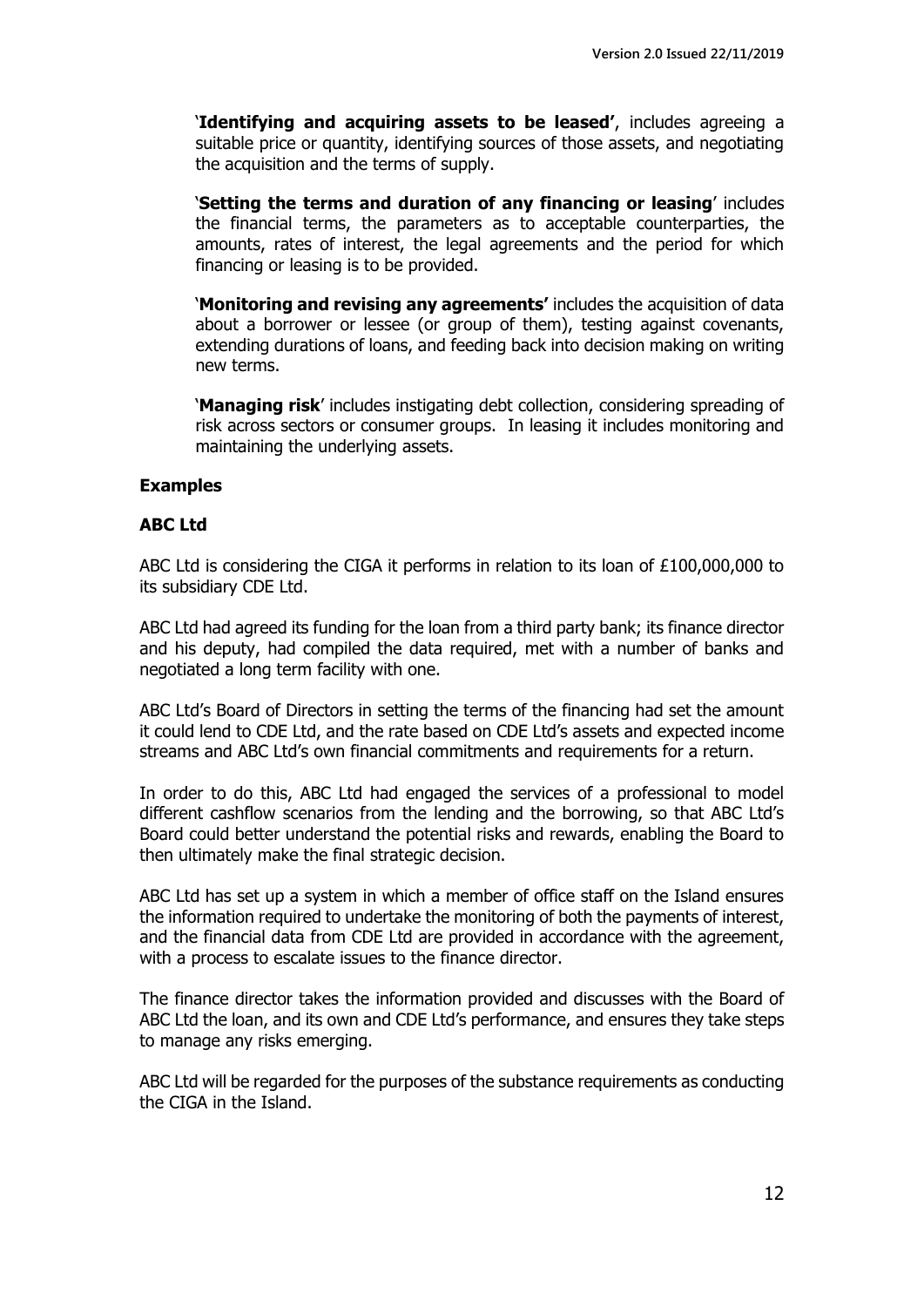'**Identifying and acquiring assets to be leased'**, includes agreeing a suitable price or quantity, identifying sources of those assets, and negotiating the acquisition and the terms of supply.

'**Setting the terms and duration of any financing or leasing**' includes the financial terms, the parameters as to acceptable counterparties, the amounts, rates of interest, the legal agreements and the period for which financing or leasing is to be provided.

'**Monitoring and revising any agreements'** includes the acquisition of data about a borrower or lessee (or group of them), testing against covenants, extending durations of loans, and feeding back into decision making on writing new terms.

'**Managing risk**' includes instigating debt collection, considering spreading of risk across sectors or consumer groups. In leasing it includes monitoring and maintaining the underlying assets.

**Examples**

**ABC Ltd**

ABC Ltd is considering the CIGA it performs in relation to its loan of £100,000,000 to its subsidiary CDE Ltd.

ABC Ltd had agreed its funding for the loan from a third party bank; its finance director and his deputy, had compiled the data required, met with a number of banks and negotiated a long term facility with one.

ABC Ltd's Board of Directors in setting the terms of the financing had set the amount it could lend to CDE Ltd, and the rate based on CDE Ltd's assets and expected income streams and ABC Ltd's own financial commitments and requirements for a return.

In order to do this, ABC Ltd had engaged the services of a professional to model different cashflow scenarios from the lending and the borrowing, so that ABC Ltd's Board could better understand the potential risks and rewards, enabling the Board to then ultimately make the final strategic decision.

ABC Ltd has set up a system in which a member of office staff on the Island ensures the information required to undertake the monitoring of both the payments of interest, and the financial data from CDE Ltd are provided in accordance with the agreement, with a process to escalate issues to the finance director.

The finance director takes the information provided and discusses with the Board of ABC Ltd the loan, and its own and CDE Ltd's performance, and ensures they take steps to manage any risks emerging.

ABC Ltd will be regarded for the purposes of the substance requirements as conducting the CIGA in the Island.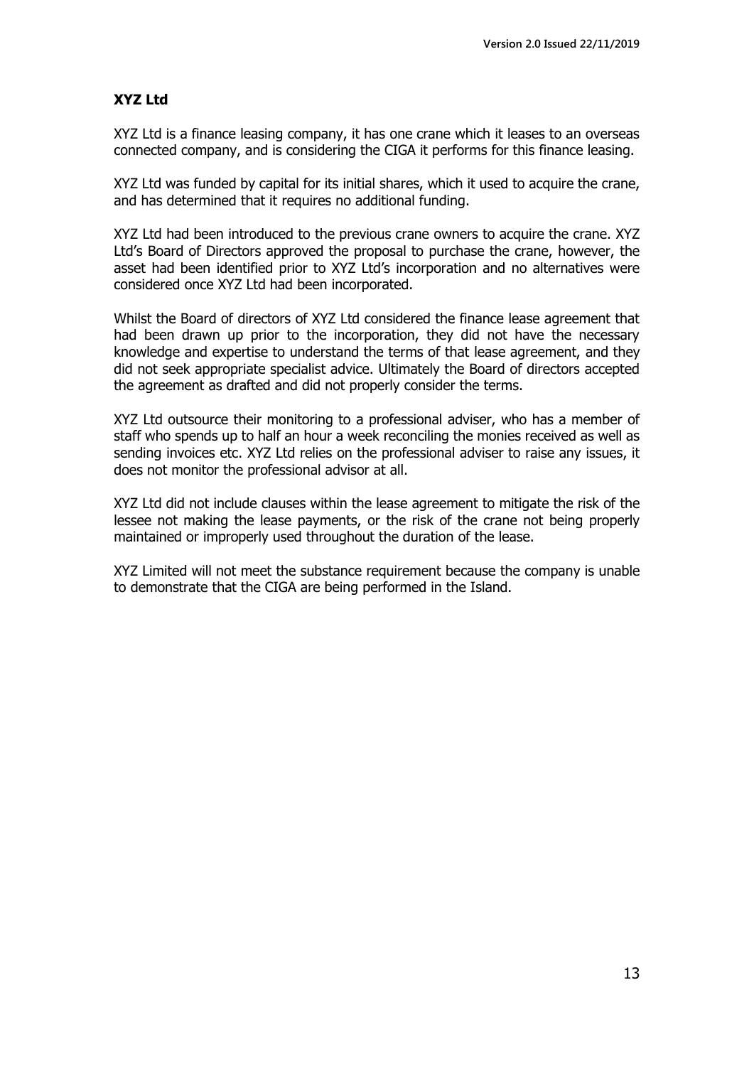**XYZ Ltd**

XYZ Ltd is a finance leasing company, it has one crane which it leases to an overseas connected company, and is considering the CIGA it performs for this finance leasing.

XYZ Ltd was funded by capital for its initial shares, which it used to acquire the crane, and has determined that it requires no additional funding.

XYZ Ltd had been introduced to the previous crane owners to acquire the crane. XYZ Ltd's Board of Directors approved the proposal to purchase the crane, however, the asset had been identified prior to XYZ Ltd's incorporation and no alternatives were considered once XYZ Ltd had been incorporated.

Whilst the Board of directors of XYZ Ltd considered the finance lease agreement that had been drawn up prior to the incorporation, they did not have the necessary knowledge and expertise to understand the terms of that lease agreement, and they did not seek appropriate specialist advice. Ultimately the Board of directors accepted the agreement as drafted and did not properly consider the terms.

XYZ Ltd outsource their monitoring to a professional adviser, who has a member of staff who spends up to half an hour a week reconciling the monies received as well as sending invoices etc. XYZ Ltd relies on the professional adviser to raise any issues, it does not monitor the professional advisor at all.

XYZ Ltd did not include clauses within the lease agreement to mitigate the risk of the lessee not making the lease payments, or the risk of the crane not being properly maintained or improperly used throughout the duration of the lease.

XYZ Limited will not meet the substance requirement because the company is unable to demonstrate that the CIGA are being performed in the Island.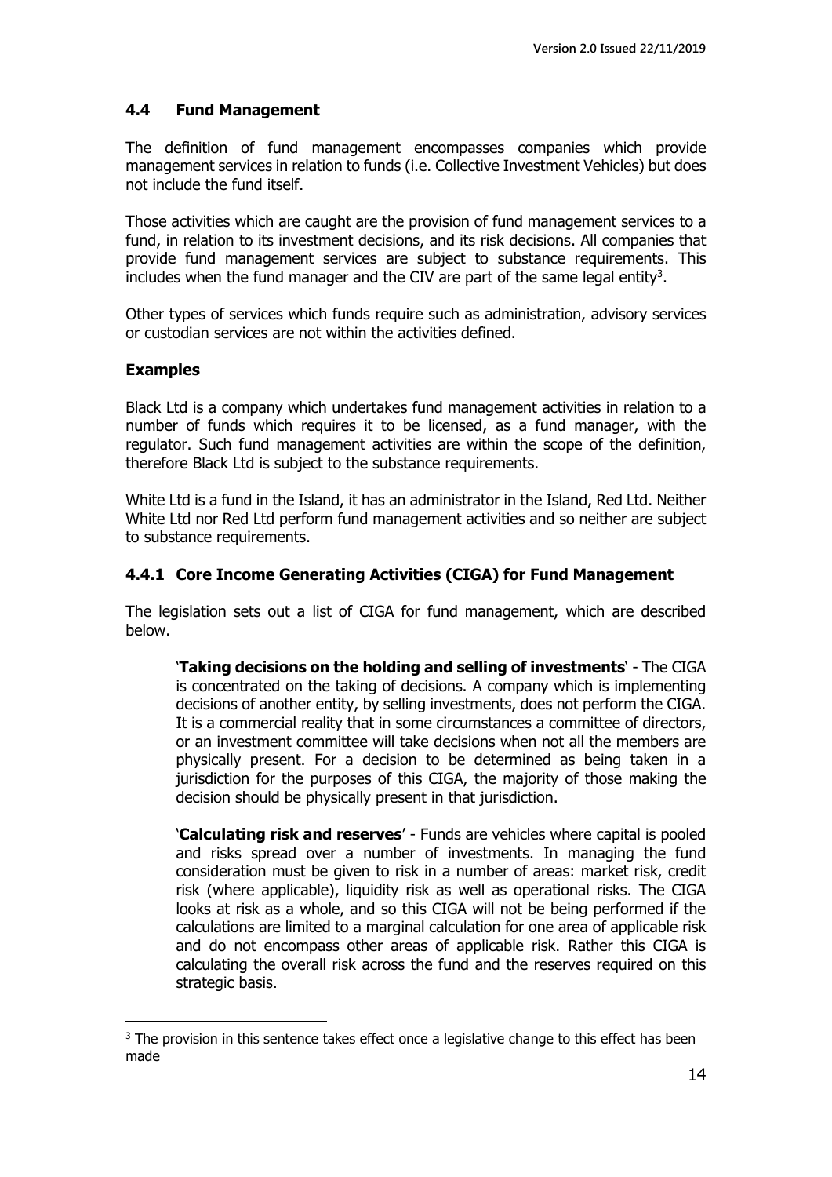## 4.4 Fund Management

The definition of fund management encompasses companies which provide management services in relation to funds (i.e. Collective Investment Vehicles) but does not include the fund itself.

Those activities which are caught are the provision of fund management services to a fund, in relation to its investment decisions, and its risk decisions. All companies that provide fund management services are subject to substance requirements. This includes when the fund manager and the CIV are part of the same legal entity[3].

Other types of services which funds require such as administration, advisory services or custodian services are not within the activities defined.

### Examples

Black Ltd is a company which undertakes fund management activities in relation to a number of funds which requires it to be licensed, as a fund manager, with the regulator. Such fund management activities are within the scope of the definition, therefore Black Ltd is subject to the substance requirements.

White Ltd is a fund in the Island, it has an administrator in the Island, Red Ltd. Neither White Ltd nor Red Ltd perform fund management activities and so neither are subject to substance requirements.

### 4.4.1 Core Income Generating Activities (CIGA) for Fund Management

The legislation sets out a list of CIGA for fund management, which are described below.

> '**Taking decisions on the holding and selling of investments**' - The CIGA is concentrated on the taking of decisions. A company which is implementing decisions of another entity, by selling investments, does not perform the CIGA. It is a commercial reality that in some circumstances a committee of directors, or an investment committee will take decisions when not all the members are physically present. For a decision to be determined as being taken in a jurisdiction for the purposes of this CIGA, the majority of those making the decision should be physically present in that jurisdiction.
>
> '**Calculating risk and reserves**' - Funds are vehicles where capital is pooled and risks spread over a number of investments. In managing the fund consideration must be given to risk in a number of areas: market risk, credit risk (where applicable), liquidity risk as well as operational risks. The CIGA looks at risk as a whole, and so this CIGA will not be being performed if the calculations are limited to a marginal calculation for one area of applicable risk and do not encompass other areas of applicable risk. Rather this CIGA is calculating the overall risk across the fund and the reserves required on this strategic basis.

---

[3] The provision in this sentence takes effect once a legislative change to this effect has been made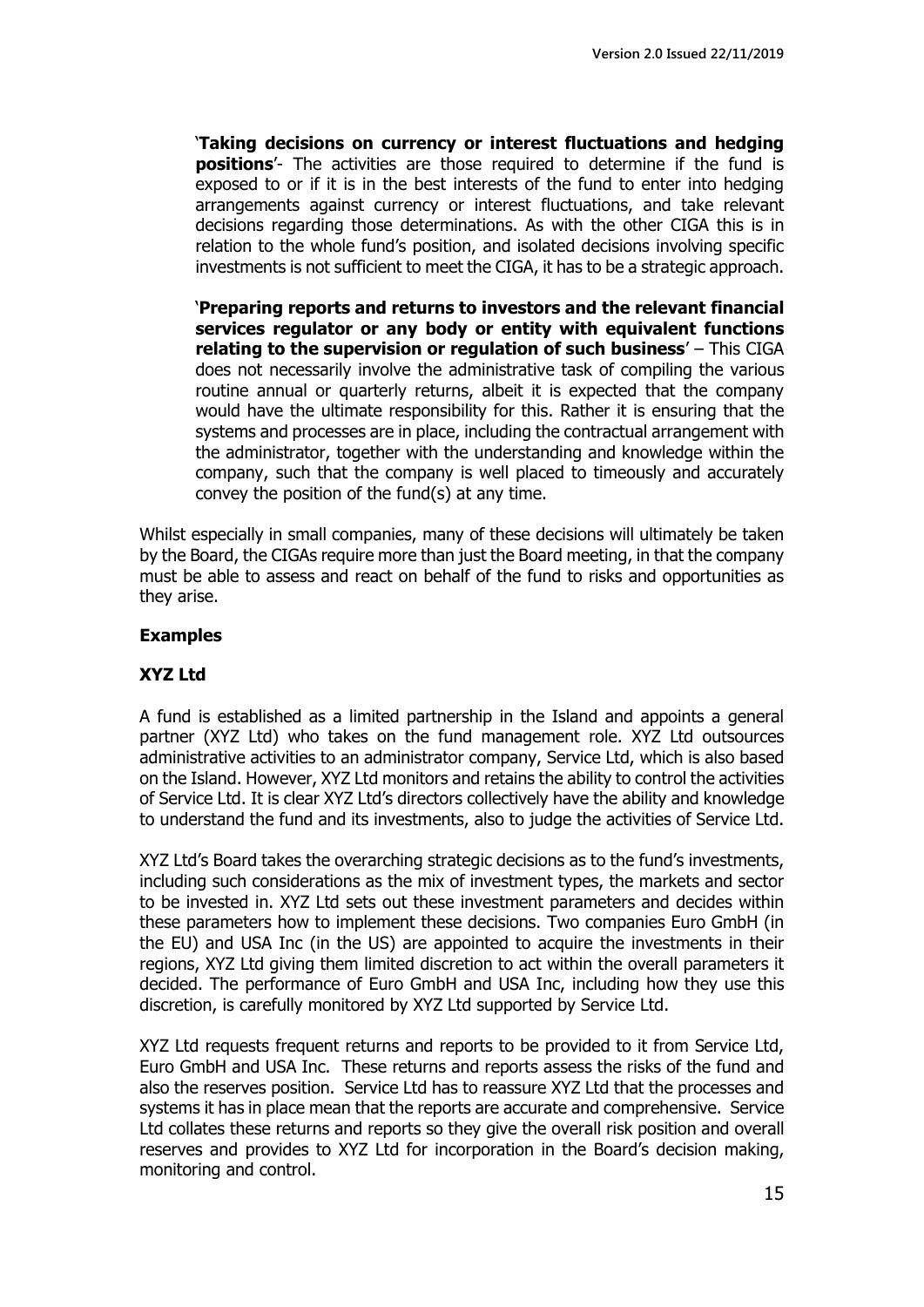'**Taking decisions on currency or interest fluctuations and hedging positions**'- The activities are those required to determine if the fund is exposed to or if it is in the best interests of the fund to enter into hedging arrangements against currency or interest fluctuations, and take relevant decisions regarding those determinations. As with the other CIGA this is in relation to the whole fund's position, and isolated decisions involving specific investments is not sufficient to meet the CIGA, it has to be a strategic approach.

'**Preparing reports and returns to investors and the relevant financial services regulator or any body or entity with equivalent functions relating to the supervision or regulation of such business**' – This CIGA does not necessarily involve the administrative task of compiling the various routine annual or quarterly returns, albeit it is expected that the company would have the ultimate responsibility for this. Rather it is ensuring that the systems and processes are in place, including the contractual arrangement with the administrator, together with the understanding and knowledge within the company, such that the company is well placed to timeously and accurately convey the position of the fund(s) at any time.

Whilst especially in small companies, many of these decisions will ultimately be taken by the Board, the CIGAs require more than just the Board meeting, in that the company must be able to assess and react on behalf of the fund to risks and opportunities as they arise.

**Examples**

**XYZ Ltd**

A fund is established as a limited partnership in the Island and appoints a general partner (XYZ Ltd) who takes on the fund management role. XYZ Ltd outsources administrative activities to an administrator company, Service Ltd, which is also based on the Island. However, XYZ Ltd monitors and retains the ability to control the activities of Service Ltd. It is clear XYZ Ltd's directors collectively have the ability and knowledge to understand the fund and its investments, also to judge the activities of Service Ltd.

XYZ Ltd's Board takes the overarching strategic decisions as to the fund's investments, including such considerations as the mix of investment types, the markets and sector to be invested in. XYZ Ltd sets out these investment parameters and decides within these parameters how to implement these decisions. Two companies Euro GmbH (in the EU) and USA Inc (in the US) are appointed to acquire the investments in their regions, XYZ Ltd giving them limited discretion to act within the overall parameters it decided. The performance of Euro GmbH and USA Inc, including how they use this discretion, is carefully monitored by XYZ Ltd supported by Service Ltd.

XYZ Ltd requests frequent returns and reports to be provided to it from Service Ltd, Euro GmbH and USA Inc. These returns and reports assess the risks of the fund and also the reserves position. Service Ltd has to reassure XYZ Ltd that the processes and systems it has in place mean that the reports are accurate and comprehensive. Service Ltd collates these returns and reports so they give the overall risk position and overall reserves and provides to XYZ Ltd for incorporation in the Board's decision making, monitoring and control.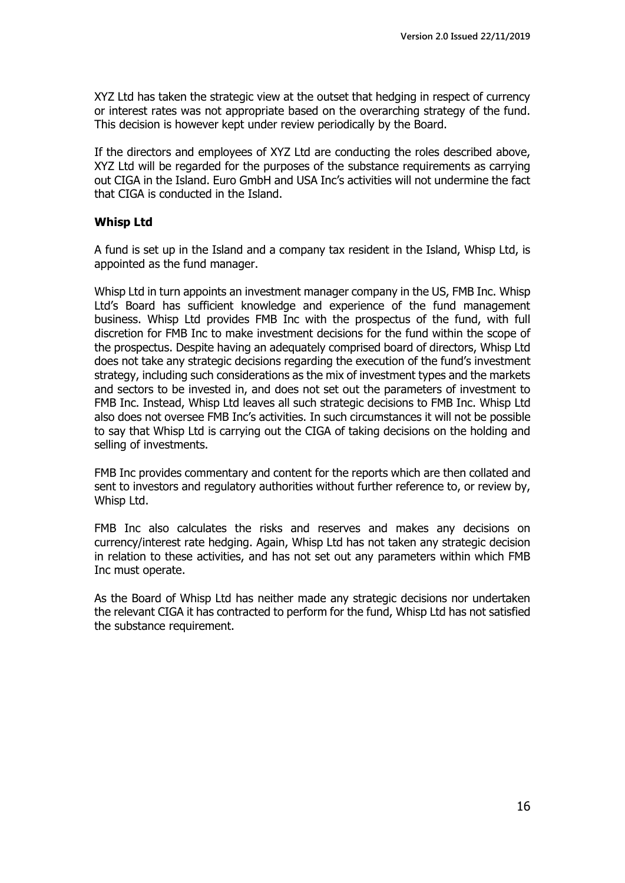XYZ Ltd has taken the strategic view at the outset that hedging in respect of currency or interest rates was not appropriate based on the overarching strategy of the fund. This decision is however kept under review periodically by the Board.

If the directors and employees of XYZ Ltd are conducting the roles described above, XYZ Ltd will be regarded for the purposes of the substance requirements as carrying out CIGA in the Island. Euro GmbH and USA Inc's activities will not undermine the fact that CIGA is conducted in the Island.

### Whisp Ltd

A fund is set up in the Island and a company tax resident in the Island, Whisp Ltd, is appointed as the fund manager.

Whisp Ltd in turn appoints an investment manager company in the US, FMB Inc. Whisp Ltd's Board has sufficient knowledge and experience of the fund management business. Whisp Ltd provides FMB Inc with the prospectus of the fund, with full discretion for FMB Inc to make investment decisions for the fund within the scope of the prospectus. Despite having an adequately comprised board of directors, Whisp Ltd does not take any strategic decisions regarding the execution of the fund's investment strategy, including such considerations as the mix of investment types and the markets and sectors to be invested in, and does not set out the parameters of investment to FMB Inc. Instead, Whisp Ltd leaves all such strategic decisions to FMB Inc. Whisp Ltd also does not oversee FMB Inc's activities. In such circumstances it will not be possible to say that Whisp Ltd is carrying out the CIGA of taking decisions on the holding and selling of investments.

FMB Inc provides commentary and content for the reports which are then collated and sent to investors and regulatory authorities without further reference to, or review by, Whisp Ltd.

FMB Inc also calculates the risks and reserves and makes any decisions on currency/interest rate hedging. Again, Whisp Ltd has not taken any strategic decision in relation to these activities, and has not set out any parameters within which FMB Inc must operate.

As the Board of Whisp Ltd has neither made any strategic decisions nor undertaken the relevant CIGA it has contracted to perform for the fund, Whisp Ltd has not satisfied the substance requirement.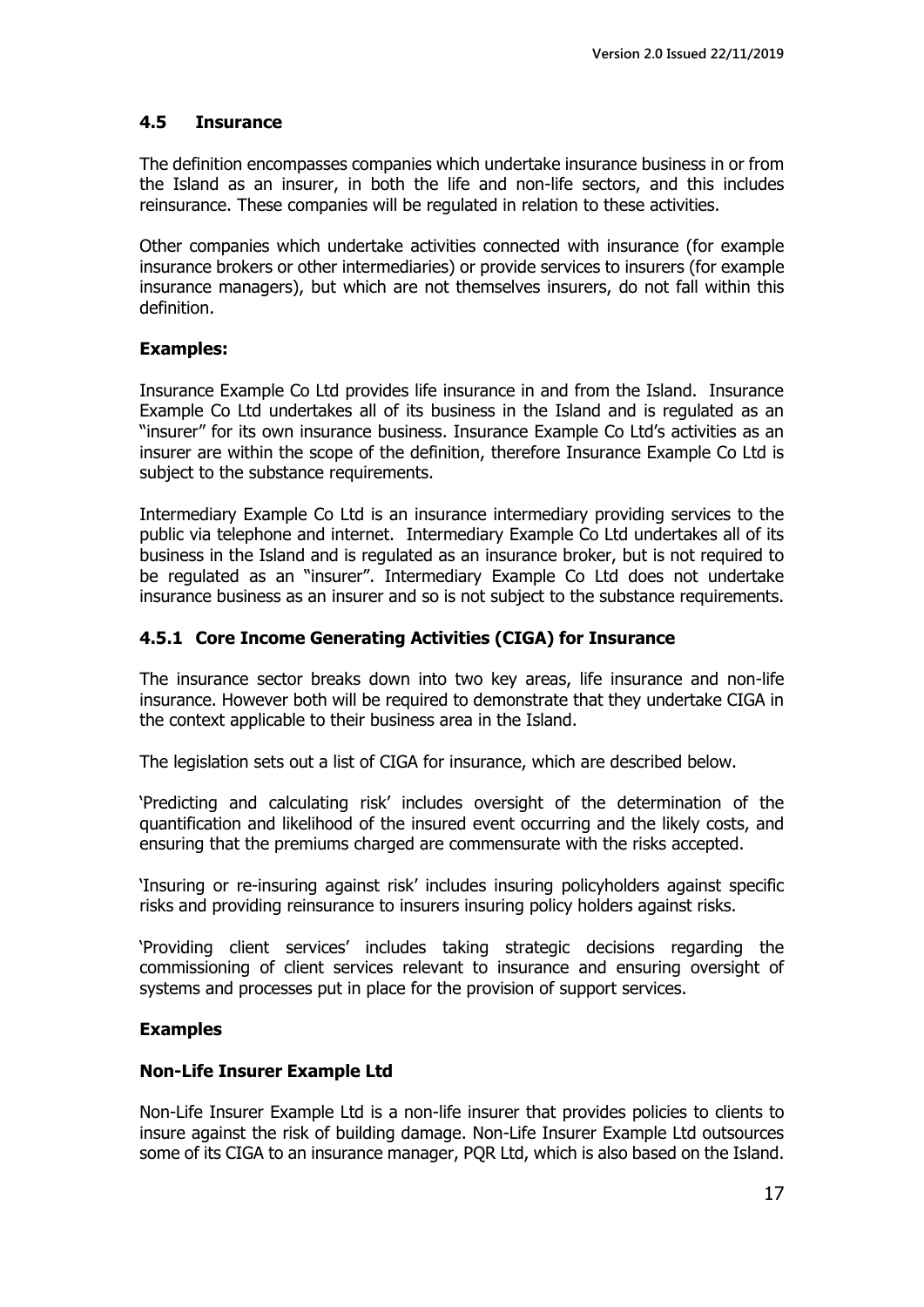### 4.5 Insurance

The definition encompasses companies which undertake insurance business in or from the Island as an insurer, in both the life and non-life sectors, and this includes reinsurance. These companies will be regulated in relation to these activities.

Other companies which undertake activities connected with insurance (for example insurance brokers or other intermediaries) or provide services to insurers (for example insurance managers), but which are not themselves insurers, do not fall within this definition.

**Examples:**

Insurance Example Co Ltd provides life insurance in and from the Island. Insurance Example Co Ltd undertakes all of its business in the Island and is regulated as an "insurer" for its own insurance business. Insurance Example Co Ltd's activities as an insurer are within the scope of the definition, therefore Insurance Example Co Ltd is subject to the substance requirements.

Intermediary Example Co Ltd is an insurance intermediary providing services to the public via telephone and internet. Intermediary Example Co Ltd undertakes all of its business in the Island and is regulated as an insurance broker, but is not required to be regulated as an "insurer". Intermediary Example Co Ltd does not undertake insurance business as an insurer and so is not subject to the substance requirements.

#### 4.5.1 Core Income Generating Activities (CIGA) for Insurance

The insurance sector breaks down into two key areas, life insurance and non-life insurance. However both will be required to demonstrate that they undertake CIGA in the context applicable to their business area in the Island.

The legislation sets out a list of CIGA for insurance, which are described below.

'Predicting and calculating risk' includes oversight of the determination of the quantification and likelihood of the insured event occurring and the likely costs, and ensuring that the premiums charged are commensurate with the risks accepted.

'Insuring or re-insuring against risk' includes insuring policyholders against specific risks and providing reinsurance to insurers insuring policy holders against risks.

'Providing client services' includes taking strategic decisions regarding the commissioning of client services relevant to insurance and ensuring oversight of systems and processes put in place for the provision of support services.

**Examples**

**Non-Life Insurer Example Ltd**

Non-Life Insurer Example Ltd is a non-life insurer that provides policies to clients to insure against the risk of building damage. Non-Life Insurer Example Ltd outsources some of its CIGA to an insurance manager, PQR Ltd, which is also based on the Island.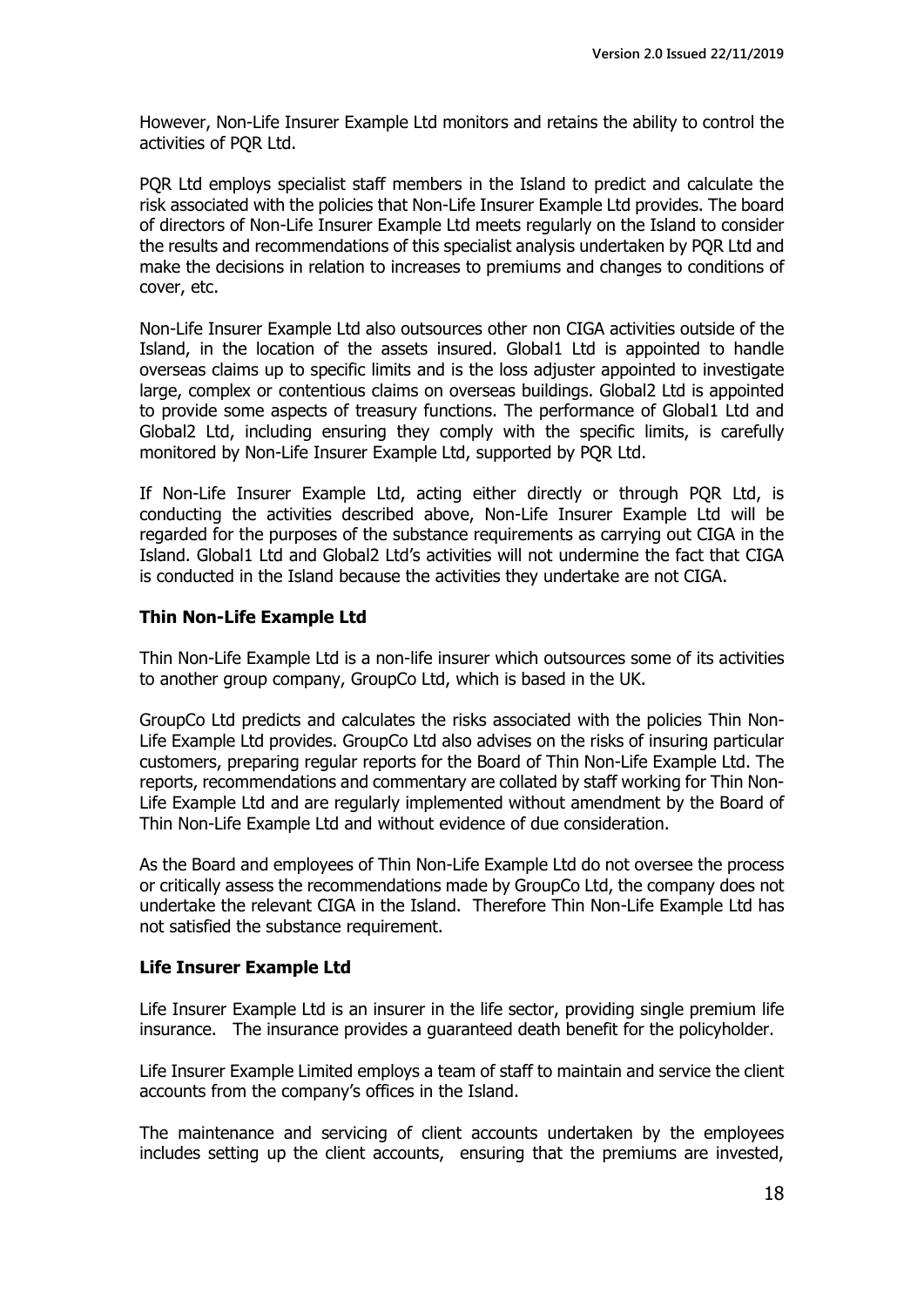However, Non-Life Insurer Example Ltd monitors and retains the ability to control the activities of PQR Ltd.

PQR Ltd employs specialist staff members in the Island to predict and calculate the risk associated with the policies that Non-Life Insurer Example Ltd provides. The board of directors of Non-Life Insurer Example Ltd meets regularly on the Island to consider the results and recommendations of this specialist analysis undertaken by PQR Ltd and make the decisions in relation to increases to premiums and changes to conditions of cover, etc.

Non-Life Insurer Example Ltd also outsources other non CIGA activities outside of the Island, in the location of the assets insured. Global1 Ltd is appointed to handle overseas claims up to specific limits and is the loss adjuster appointed to investigate large, complex or contentious claims on overseas buildings. Global2 Ltd is appointed to provide some aspects of treasury functions. The performance of Global1 Ltd and Global2 Ltd, including ensuring they comply with the specific limits, is carefully monitored by Non-Life Insurer Example Ltd, supported by PQR Ltd.

If Non-Life Insurer Example Ltd, acting either directly or through PQR Ltd, is conducting the activities described above, Non-Life Insurer Example Ltd will be regarded for the purposes of the substance requirements as carrying out CIGA in the Island. Global1 Ltd and Global2 Ltd's activities will not undermine the fact that CIGA is conducted in the Island because the activities they undertake are not CIGA.

**Thin Non-Life Example Ltd**

Thin Non-Life Example Ltd is a non-life insurer which outsources some of its activities to another group company, GroupCo Ltd, which is based in the UK.

GroupCo Ltd predicts and calculates the risks associated with the policies Thin Non-Life Example Ltd provides. GroupCo Ltd also advises on the risks of insuring particular customers, preparing regular reports for the Board of Thin Non-Life Example Ltd. The reports, recommendations and commentary are collated by staff working for Thin Non-Life Example Ltd and are regularly implemented without amendment by the Board of Thin Non-Life Example Ltd and without evidence of due consideration.

As the Board and employees of Thin Non-Life Example Ltd do not oversee the process or critically assess the recommendations made by GroupCo Ltd, the company does not undertake the relevant CIGA in the Island. Therefore Thin Non-Life Example Ltd has not satisfied the substance requirement.

**Life Insurer Example Ltd**

Life Insurer Example Ltd is an insurer in the life sector, providing single premium life insurance. The insurance provides a guaranteed death benefit for the policyholder.

Life Insurer Example Limited employs a team of staff to maintain and service the client accounts from the company's offices in the Island.

The maintenance and servicing of client accounts undertaken by the employees includes setting up the client accounts, ensuring that the premiums are invested,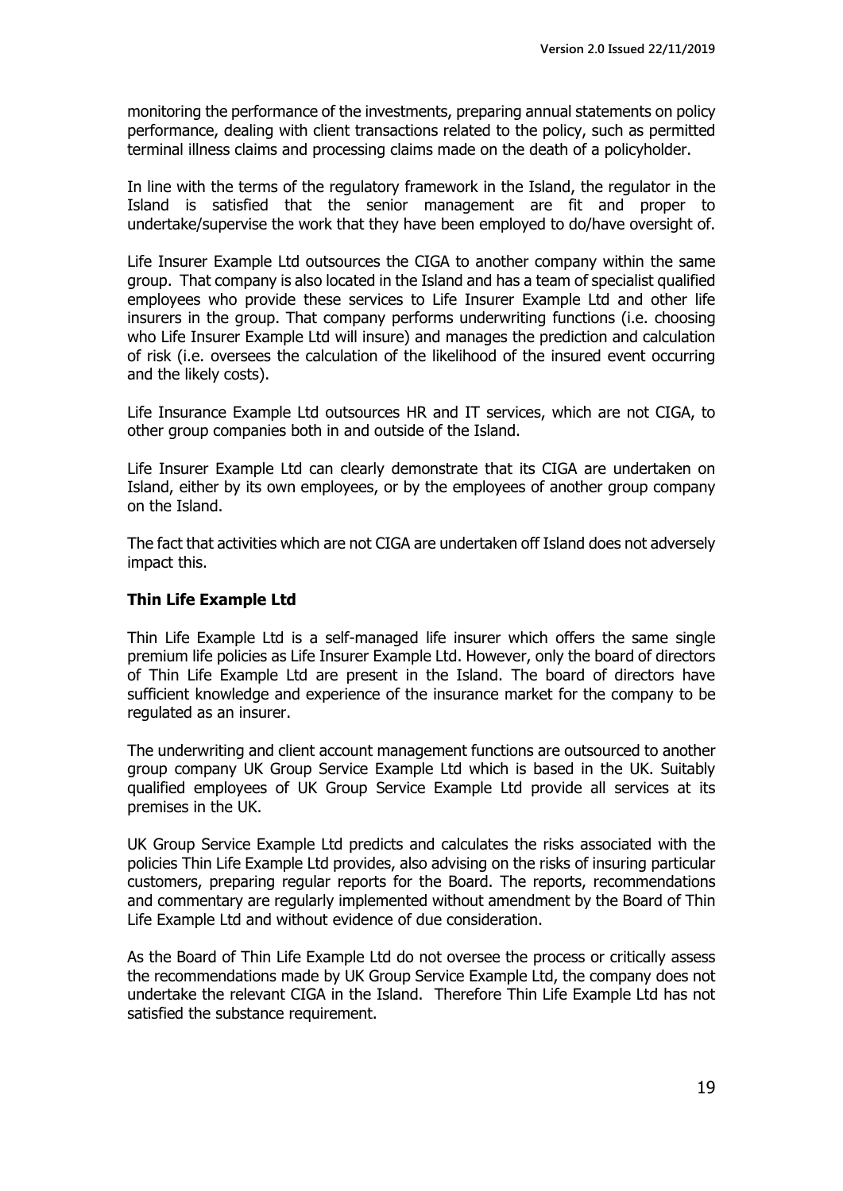monitoring the performance of the investments, preparing annual statements on policy performance, dealing with client transactions related to the policy, such as permitted terminal illness claims and processing claims made on the death of a policyholder.

In line with the terms of the regulatory framework in the Island, the regulator in the Island is satisfied that the senior management are fit and proper to undertake/supervise the work that they have been employed to do/have oversight of.

Life Insurer Example Ltd outsources the CIGA to another company within the same group. That company is also located in the Island and has a team of specialist qualified employees who provide these services to Life Insurer Example Ltd and other life insurers in the group. That company performs underwriting functions (i.e. choosing who Life Insurer Example Ltd will insure) and manages the prediction and calculation of risk (i.e. oversees the calculation of the likelihood of the insured event occurring and the likely costs).

Life Insurance Example Ltd outsources HR and IT services, which are not CIGA, to other group companies both in and outside of the Island.

Life Insurer Example Ltd can clearly demonstrate that its CIGA are undertaken on Island, either by its own employees, or by the employees of another group company on the Island.

The fact that activities which are not CIGA are undertaken off Island does not adversely impact this.

**Thin Life Example Ltd**

Thin Life Example Ltd is a self-managed life insurer which offers the same single premium life policies as Life Insurer Example Ltd. However, only the board of directors of Thin Life Example Ltd are present in the Island. The board of directors have sufficient knowledge and experience of the insurance market for the company to be regulated as an insurer.

The underwriting and client account management functions are outsourced to another group company UK Group Service Example Ltd which is based in the UK. Suitably qualified employees of UK Group Service Example Ltd provide all services at its premises in the UK.

UK Group Service Example Ltd predicts and calculates the risks associated with the policies Thin Life Example Ltd provides, also advising on the risks of insuring particular customers, preparing regular reports for the Board. The reports, recommendations and commentary are regularly implemented without amendment by the Board of Thin Life Example Ltd and without evidence of due consideration.

As the Board of Thin Life Example Ltd do not oversee the process or critically assess the recommendations made by UK Group Service Example Ltd, the company does not undertake the relevant CIGA in the Island. Therefore Thin Life Example Ltd has not satisfied the substance requirement.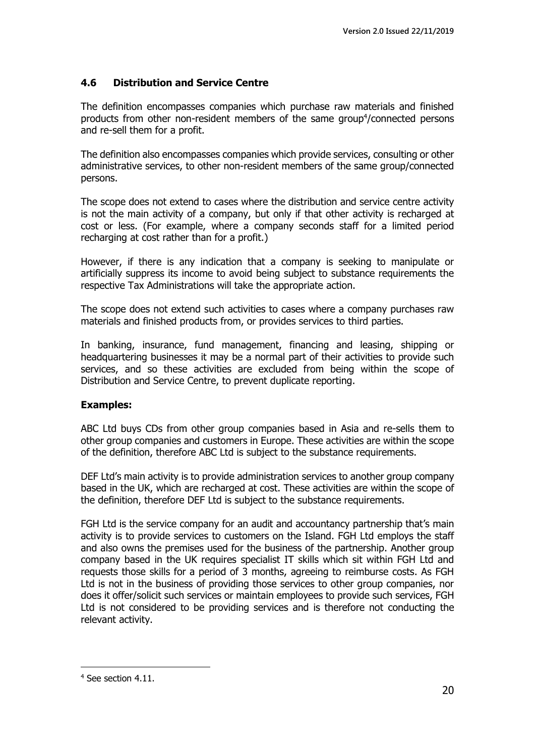### 4.6 Distribution and Service Centre

The definition encompasses companies which purchase raw materials and finished products from other non-resident members of the same group[4]/connected persons and re-sell them for a profit.

The definition also encompasses companies which provide services, consulting or other administrative services, to other non-resident members of the same group/connected persons.

The scope does not extend to cases where the distribution and service centre activity is not the main activity of a company, but only if that other activity is recharged at cost or less. (For example, where a company seconds staff for a limited period recharging at cost rather than for a profit.)

However, if there is any indication that a company is seeking to manipulate or artificially suppress its income to avoid being subject to substance requirements the respective Tax Administrations will take the appropriate action.

The scope does not extend such activities to cases where a company purchases raw materials and finished products from, or provides services to third parties.

In banking, insurance, fund management, financing and leasing, shipping or headquartering businesses it may be a normal part of their activities to provide such services, and so these activities are excluded from being within the scope of Distribution and Service Centre, to prevent duplicate reporting.

**Examples:**

ABC Ltd buys CDs from other group companies based in Asia and re-sells them to other group companies and customers in Europe. These activities are within the scope of the definition, therefore ABC Ltd is subject to the substance requirements.

DEF Ltd's main activity is to provide administration services to another group company based in the UK, which are recharged at cost. These activities are within the scope of the definition, therefore DEF Ltd is subject to the substance requirements.

FGH Ltd is the service company for an audit and accountancy partnership that's main activity is to provide services to customers on the Island. FGH Ltd employs the staff and also owns the premises used for the business of the partnership. Another group company based in the UK requires specialist IT skills which sit within FGH Ltd and requests those skills for a period of 3 months, agreeing to reimburse costs. As FGH Ltd is not in the business of providing those services to other group companies, nor does it offer/solicit such services or maintain employees to provide such services, FGH Ltd is not considered to be providing services and is therefore not conducting the relevant activity.

---

[4] See section 4.11.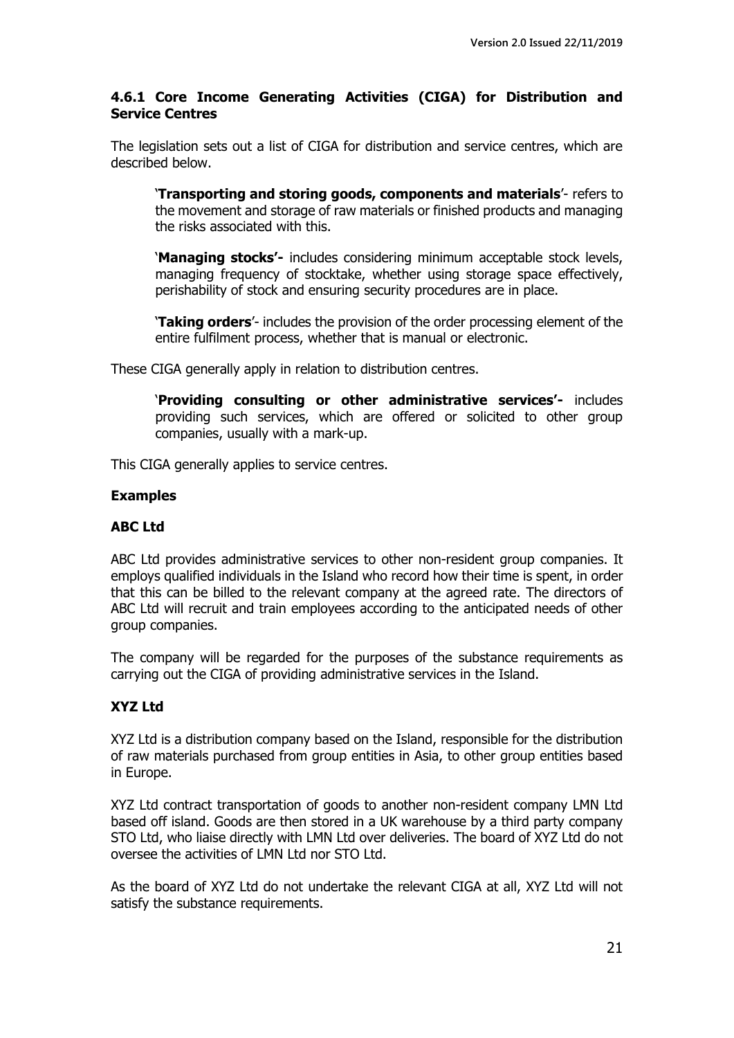### 4.6.1 Core Income Generating Activities (CIGA) for Distribution and Service Centres

The legislation sets out a list of CIGA for distribution and service centres, which are described below.

> '**Transporting and storing goods, components and materials**'- refers to the movement and storage of raw materials or finished products and managing the risks associated with this.
>
> '**Managing stocks'-** includes considering minimum acceptable stock levels, managing frequency of stocktake, whether using storage space effectively, perishability of stock and ensuring security procedures are in place.
>
> '**Taking orders**'- includes the provision of the order processing element of the entire fulfilment process, whether that is manual or electronic.

These CIGA generally apply in relation to distribution centres.

> '**Providing consulting or other administrative services'-** includes providing such services, which are offered or solicited to other group companies, usually with a mark-up.

This CIGA generally applies to service centres.

**Examples**

**ABC Ltd**

ABC Ltd provides administrative services to other non-resident group companies. It employs qualified individuals in the Island who record how their time is spent, in order that this can be billed to the relevant company at the agreed rate. The directors of ABC Ltd will recruit and train employees according to the anticipated needs of other group companies.

The company will be regarded for the purposes of the substance requirements as carrying out the CIGA of providing administrative services in the Island.

**XYZ Ltd**

XYZ Ltd is a distribution company based on the Island, responsible for the distribution of raw materials purchased from group entities in Asia, to other group entities based in Europe.

XYZ Ltd contract transportation of goods to another non-resident company LMN Ltd based off island. Goods are then stored in a UK warehouse by a third party company STO Ltd, who liaise directly with LMN Ltd over deliveries. The board of XYZ Ltd do not oversee the activities of LMN Ltd nor STO Ltd.

As the board of XYZ Ltd do not undertake the relevant CIGA at all, XYZ Ltd will not satisfy the substance requirements.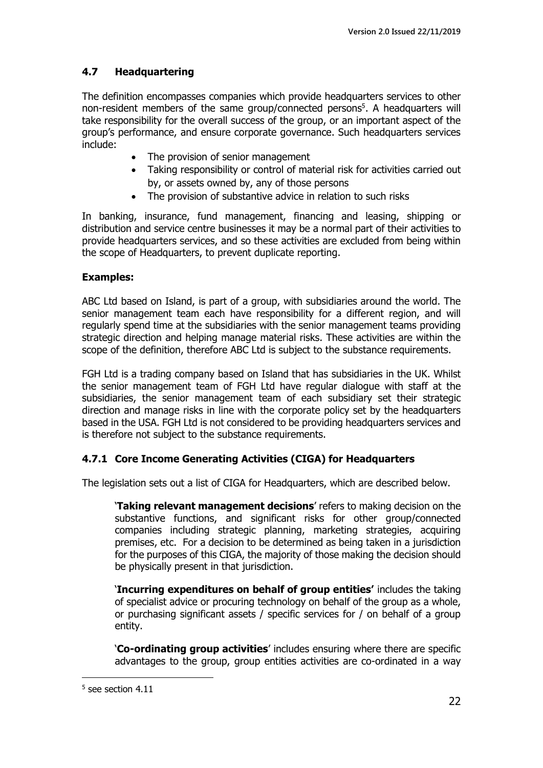## 4.7 Headquartering

The definition encompasses companies which provide headquarters services to other non-resident members of the same group/connected persons[5]. A headquarters will take responsibility for the overall success of the group, or an important aspect of the group's performance, and ensure corporate governance. Such headquarters services include:

- The provision of senior management
- Taking responsibility or control of material risk for activities carried out by, or assets owned by, any of those persons
- The provision of substantive advice in relation to such risks

In banking, insurance, fund management, financing and leasing, shipping or distribution and service centre businesses it may be a normal part of their activities to provide headquarters services, and so these activities are excluded from being within the scope of Headquarters, to prevent duplicate reporting.

**Examples:**

ABC Ltd based on Island, is part of a group, with subsidiaries around the world. The senior management team each have responsibility for a different region, and will regularly spend time at the subsidiaries with the senior management teams providing strategic direction and helping manage material risks. These activities are within the scope of the definition, therefore ABC Ltd is subject to the substance requirements.

FGH Ltd is a trading company based on Island that has subsidiaries in the UK. Whilst the senior management team of FGH Ltd have regular dialogue with staff at the subsidiaries, the senior management team of each subsidiary set their strategic direction and manage risks in line with the corporate policy set by the headquarters based in the USA. FGH Ltd is not considered to be providing headquarters services and is therefore not subject to the substance requirements.

### 4.7.1 Core Income Generating Activities (CIGA) for Headquarters

The legislation sets out a list of CIGA for Headquarters, which are described below.

> '**Taking relevant management decisions**' refers to making decision on the substantive functions, and significant risks for other group/connected companies including strategic planning, marketing strategies, acquiring premises, etc. For a decision to be determined as being taken in a jurisdiction for the purposes of this CIGA, the majority of those making the decision should be physically present in that jurisdiction.
>
> '**Incurring expenditures on behalf of group entities**' includes the taking of specialist advice or procuring technology on behalf of the group as a whole, or purchasing significant assets / specific services for / on behalf of a group entity.
>
> '**Co-ordinating group activities**' includes ensuring where there are specific advantages to the group, group entities activities are co-ordinated in a way

[5] see section 4.11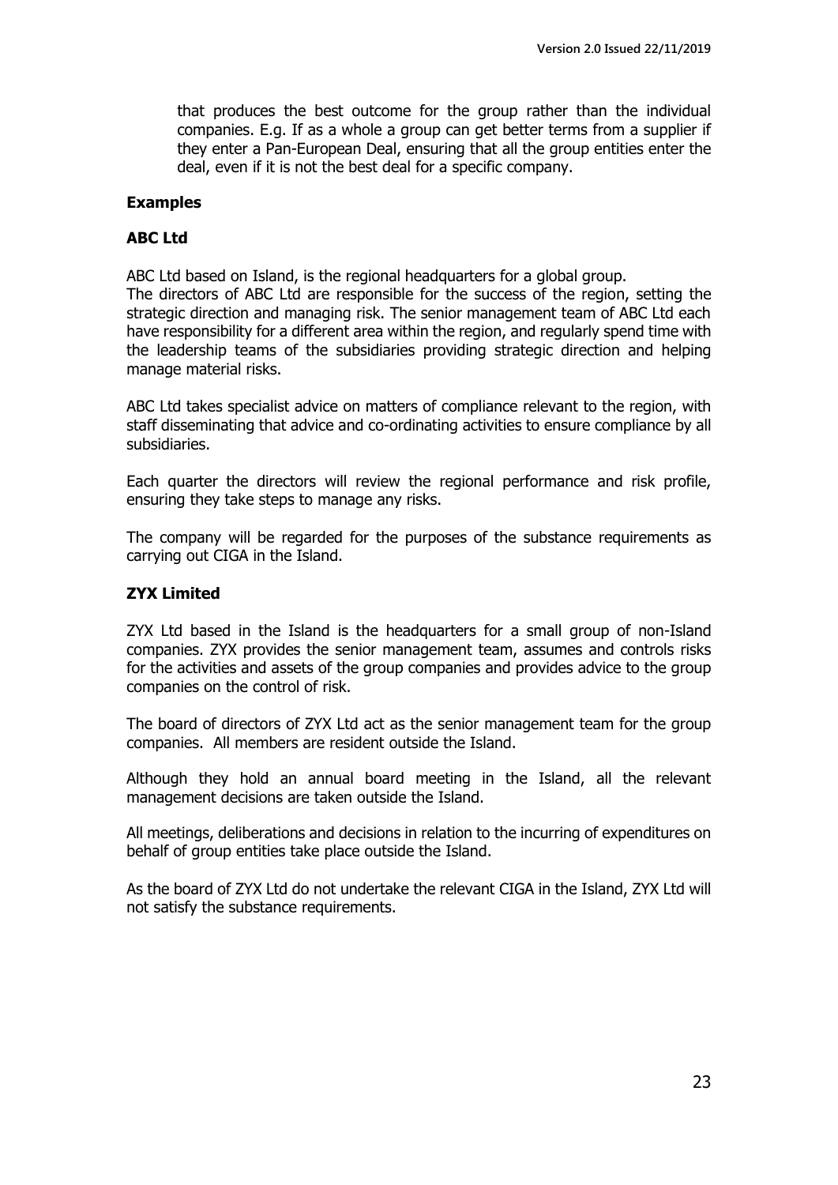that produces the best outcome for the group rather than the individual companies. E.g. If as a whole a group can get better terms from a supplier if they enter a Pan-European Deal, ensuring that all the group entities enter the deal, even if it is not the best deal for a specific company.

**Examples**

**ABC Ltd**

ABC Ltd based on Island, is the regional headquarters for a global group.
The directors of ABC Ltd are responsible for the success of the region, setting the strategic direction and managing risk. The senior management team of ABC Ltd each have responsibility for a different area within the region, and regularly spend time with the leadership teams of the subsidiaries providing strategic direction and helping manage material risks.

ABC Ltd takes specialist advice on matters of compliance relevant to the region, with staff disseminating that advice and co-ordinating activities to ensure compliance by all subsidiaries.

Each quarter the directors will review the regional performance and risk profile, ensuring they take steps to manage any risks.

The company will be regarded for the purposes of the substance requirements as carrying out CIGA in the Island.

**ZYX Limited**

ZYX Ltd based in the Island is the headquarters for a small group of non-Island companies. ZYX provides the senior management team, assumes and controls risks for the activities and assets of the group companies and provides advice to the group companies on the control of risk.

The board of directors of ZYX Ltd act as the senior management team for the group companies. All members are resident outside the Island.

Although they hold an annual board meeting in the Island, all the relevant management decisions are taken outside the Island.

All meetings, deliberations and decisions in relation to the incurring of expenditures on behalf of group entities take place outside the Island.

As the board of ZYX Ltd do not undertake the relevant CIGA in the Island, ZYX Ltd will not satisfy the substance requirements.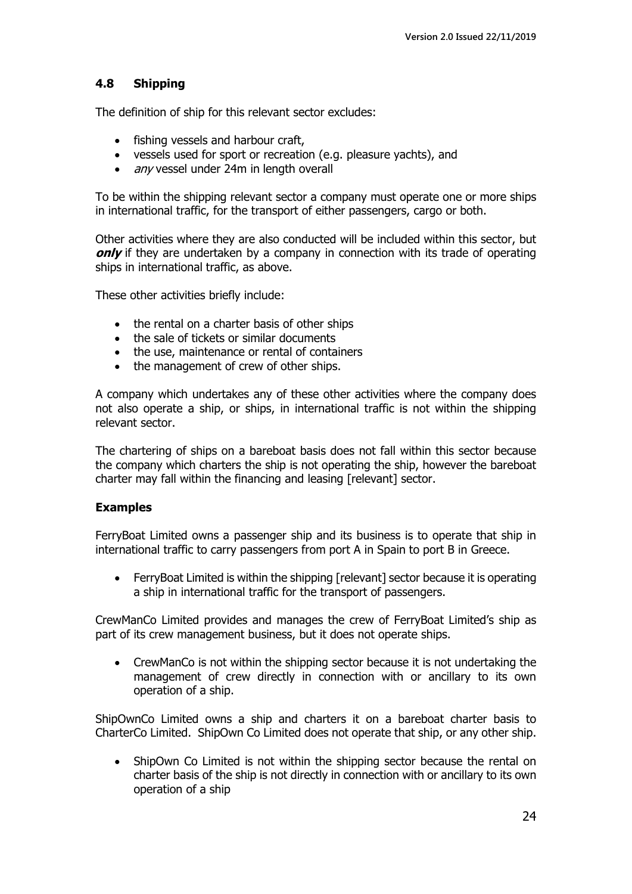## 4.8 Shipping

The definition of ship for this relevant sector excludes:

- fishing vessels and harbour craft,
- vessels used for sport or recreation (e.g. pleasure yachts), and
- *any* vessel under 24m in length overall

To be within the shipping relevant sector a company must operate one or more ships in international traffic, for the transport of either passengers, cargo or both.

Other activities where they are also conducted will be included within this sector, but ***only*** if they are undertaken by a company in connection with its trade of operating ships in international traffic, as above.

These other activities briefly include:

- the rental on a charter basis of other ships
- the sale of tickets or similar documents
- the use, maintenance or rental of containers
- the management of crew of other ships.

A company which undertakes any of these other activities where the company does not also operate a ship, or ships, in international traffic is not within the shipping relevant sector.

The chartering of ships on a bareboat basis does not fall within this sector because the company which charters the ship is not operating the ship, however the bareboat charter may fall within the financing and leasing [relevant] sector.

**Examples**

FerryBoat Limited owns a passenger ship and its business is to operate that ship in international traffic to carry passengers from port A in Spain to port B in Greece.

- FerryBoat Limited is within the shipping [relevant] sector because it is operating a ship in international traffic for the transport of passengers.

CrewManCo Limited provides and manages the crew of FerryBoat Limited's ship as part of its crew management business, but it does not operate ships.

- CrewManCo is not within the shipping sector because it is not undertaking the management of crew directly in connection with or ancillary to its own operation of a ship.

ShipOwnCo Limited owns a ship and charters it on a bareboat charter basis to CharterCo Limited. ShipOwn Co Limited does not operate that ship, or any other ship.

- ShipOwn Co Limited is not within the shipping sector because the rental on charter basis of the ship is not directly in connection with or ancillary to its own operation of a ship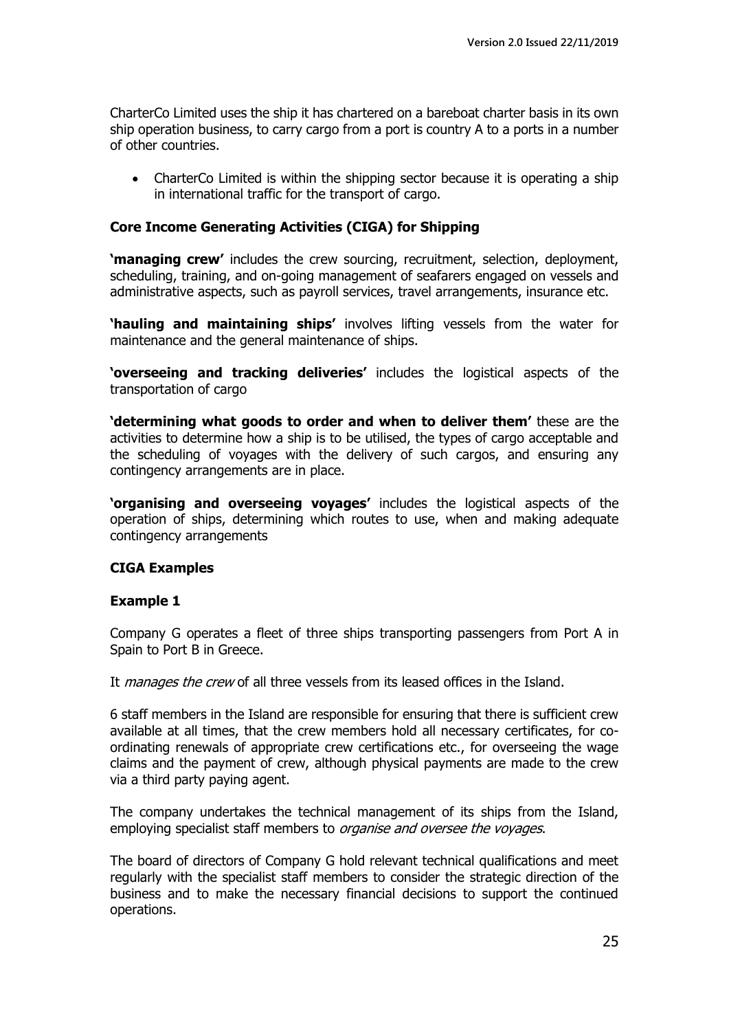CharterCo Limited uses the ship it has chartered on a bareboat charter basis in its own ship operation business, to carry cargo from a port is country A to a ports in a number of other countries.

- CharterCo Limited is within the shipping sector because it is operating a ship in international traffic for the transport of cargo.

### Core Income Generating Activities (CIGA) for Shipping

**'managing crew'** includes the crew sourcing, recruitment, selection, deployment, scheduling, training, and on-going management of seafarers engaged on vessels and administrative aspects, such as payroll services, travel arrangements, insurance etc.

**'hauling and maintaining ships'** involves lifting vessels from the water for maintenance and the general maintenance of ships.

**'overseeing and tracking deliveries'** includes the logistical aspects of the transportation of cargo

**'determining what goods to order and when to deliver them'** these are the activities to determine how a ship is to be utilised, the types of cargo acceptable and the scheduling of voyages with the delivery of such cargos, and ensuring any contingency arrangements are in place.

**'organising and overseeing voyages'** includes the logistical aspects of the operation of ships, determining which routes to use, when and making adequate contingency arrangements

### CIGA Examples

#### Example 1

Company G operates a fleet of three ships transporting passengers from Port A in Spain to Port B in Greece.

It *manages the crew* of all three vessels from its leased offices in the Island.

6 staff members in the Island are responsible for ensuring that there is sufficient crew available at all times, that the crew members hold all necessary certificates, for co-ordinating renewals of appropriate crew certifications etc., for overseeing the wage claims and the payment of crew, although physical payments are made to the crew via a third party paying agent.

The company undertakes the technical management of its ships from the Island, employing specialist staff members to *organise and oversee the voyages*.

The board of directors of Company G hold relevant technical qualifications and meet regularly with the specialist staff members to consider the strategic direction of the business and to make the necessary financial decisions to support the continued operations.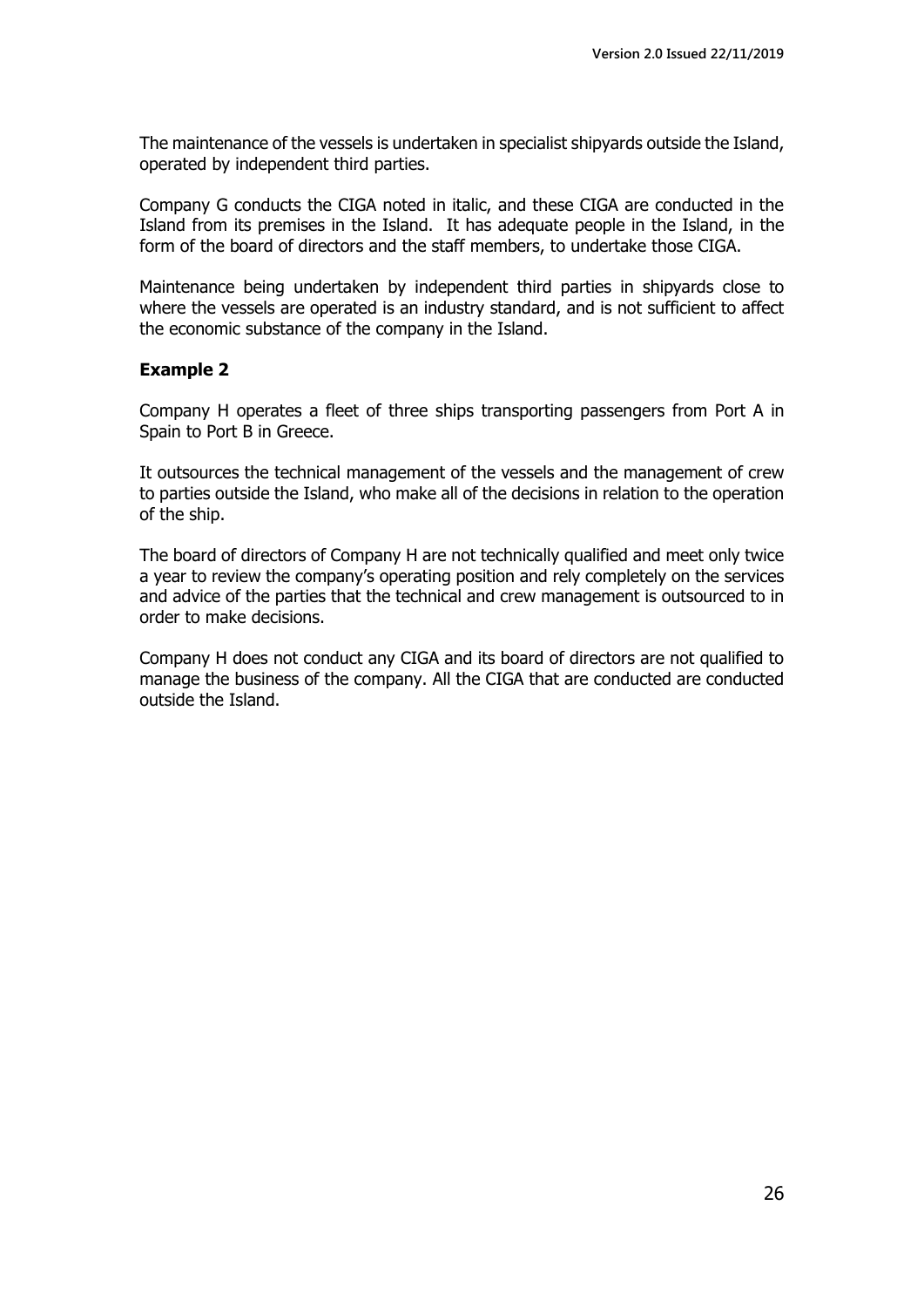The maintenance of the vessels is undertaken in specialist shipyards outside the Island, operated by independent third parties.

Company G conducts the CIGA noted in italic, and these CIGA are conducted in the Island from its premises in the Island. It has adequate people in the Island, in the form of the board of directors and the staff members, to undertake those CIGA.

Maintenance being undertaken by independent third parties in shipyards close to where the vessels are operated is an industry standard, and is not sufficient to affect the economic substance of the company in the Island.

**Example 2**

Company H operates a fleet of three ships transporting passengers from Port A in Spain to Port B in Greece.

It outsources the technical management of the vessels and the management of crew to parties outside the Island, who make all of the decisions in relation to the operation of the ship.

The board of directors of Company H are not technically qualified and meet only twice a year to review the company's operating position and rely completely on the services and advice of the parties that the technical and crew management is outsourced to in order to make decisions.

Company H does not conduct any CIGA and its board of directors are not qualified to manage the business of the company. All the CIGA that are conducted are conducted outside the Island.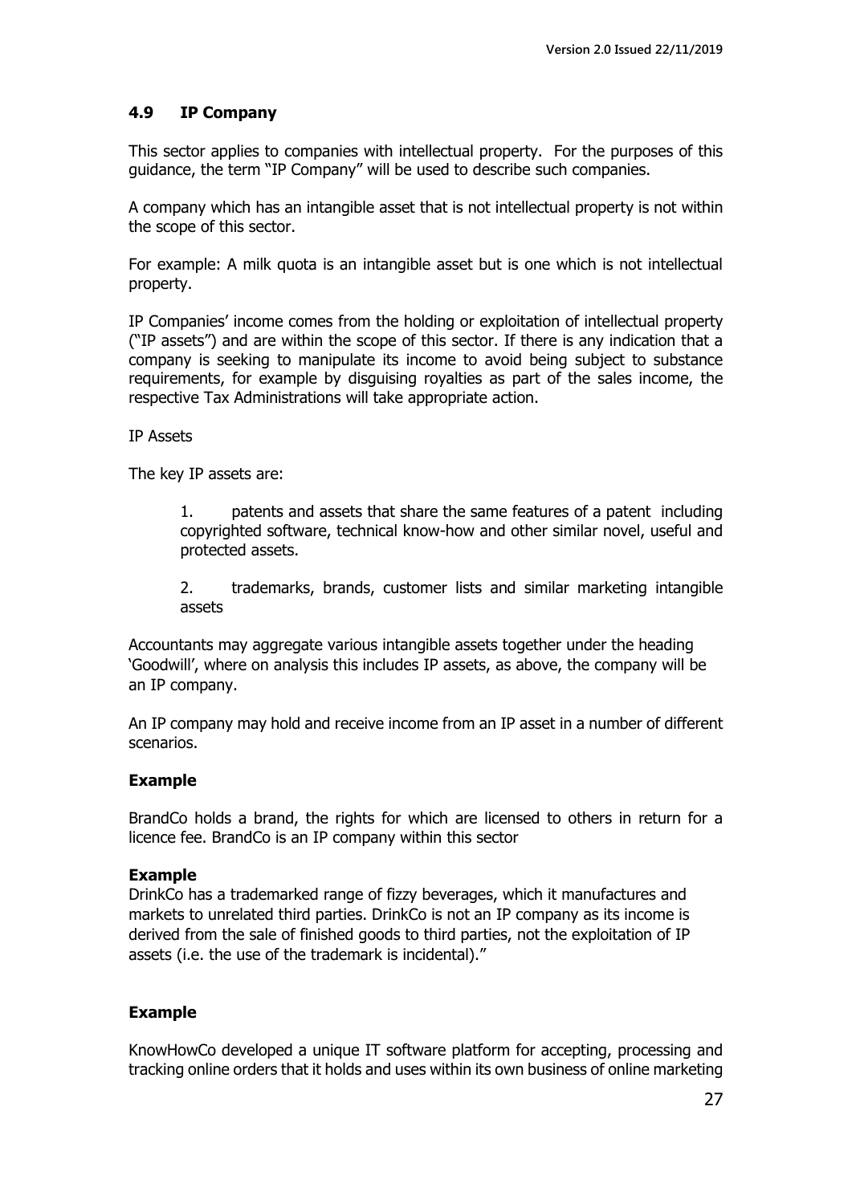## 4.9 IP Company

This sector applies to companies with intellectual property. For the purposes of this guidance, the term "IP Company" will be used to describe such companies.

A company which has an intangible asset that is not intellectual property is not within the scope of this sector.

For example: A milk quota is an intangible asset but is one which is not intellectual property.

IP Companies' income comes from the holding or exploitation of intellectual property ("IP assets") and are within the scope of this sector. If there is any indication that a company is seeking to manipulate its income to avoid being subject to substance requirements, for example by disguising royalties as part of the sales income, the respective Tax Administrations will take appropriate action.

IP Assets

The key IP assets are:

1. patents and assets that share the same features of a patent including copyrighted software, technical know-how and other similar novel, useful and protected assets.

2. trademarks, brands, customer lists and similar marketing intangible assets

Accountants may aggregate various intangible assets together under the heading 'Goodwill', where on analysis this includes IP assets, as above, the company will be an IP company.

An IP company may hold and receive income from an IP asset in a number of different scenarios.

**Example**

BrandCo holds a brand, the rights for which are licensed to others in return for a licence fee. BrandCo is an IP company within this sector

**Example**

DrinkCo has a trademarked range of fizzy beverages, which it manufactures and markets to unrelated third parties. DrinkCo is not an IP company as its income is derived from the sale of finished goods to third parties, not the exploitation of IP assets (i.e. the use of the trademark is incidental)."

**Example**

KnowHowCo developed a unique IT software platform for accepting, processing and tracking online orders that it holds and uses within its own business of online marketing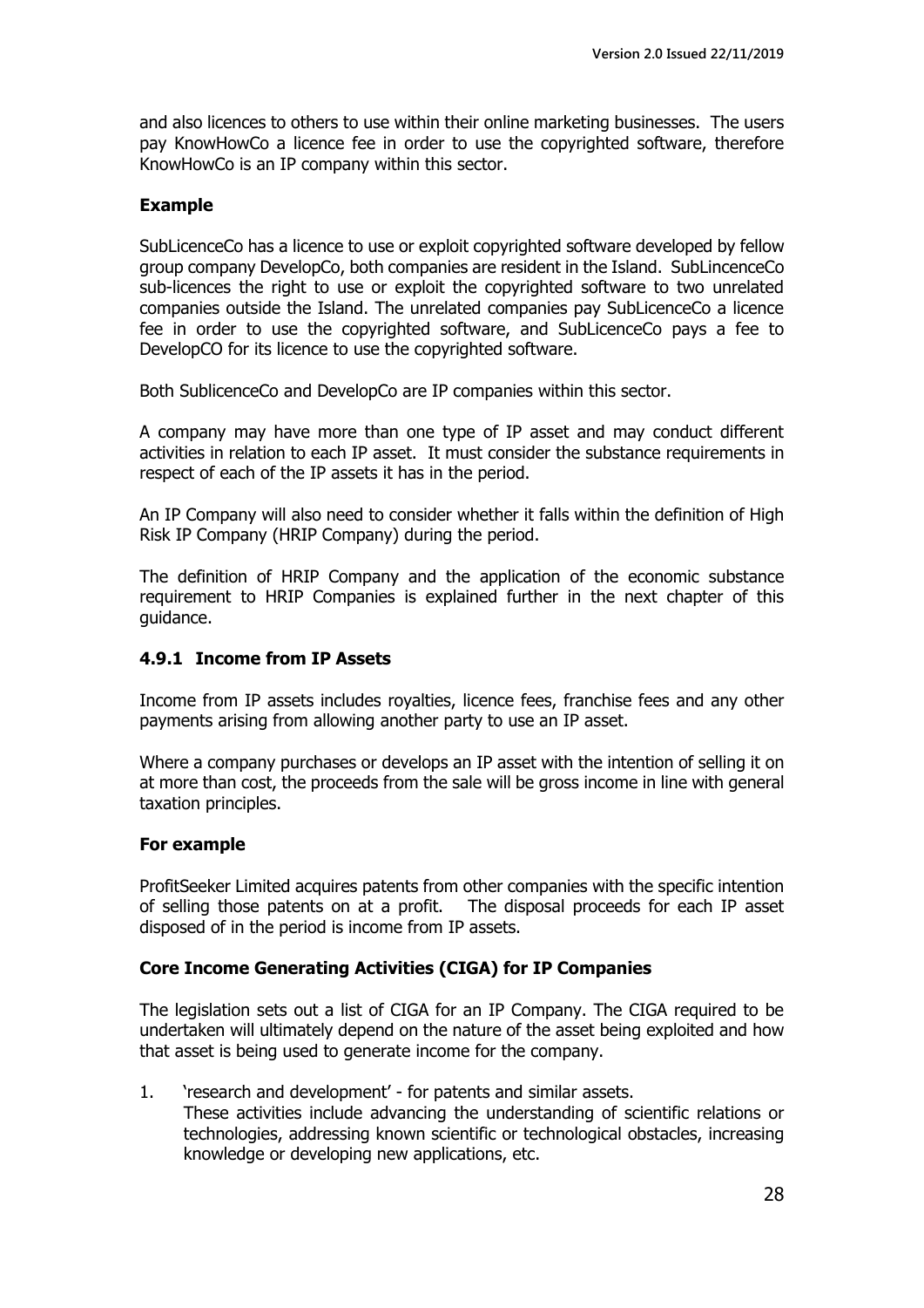and also licences to others to use within their online marketing businesses. The users pay KnowHowCo a licence fee in order to use the copyrighted software, therefore KnowHowCo is an IP company within this sector.

**Example**

SubLicenceCo has a licence to use or exploit copyrighted software developed by fellow group company DevelopCo, both companies are resident in the Island. SubLincenceCo sub-licences the right to use or exploit the copyrighted software to two unrelated companies outside the Island. The unrelated companies pay SubLicenceCo a licence fee in order to use the copyrighted software, and SubLicenceCo pays a fee to DevelopCO for its licence to use the copyrighted software.

Both SublicenceCo and DevelopCo are IP companies within this sector.

A company may have more than one type of IP asset and may conduct different activities in relation to each IP asset. It must consider the substance requirements in respect of each of the IP assets it has in the period.

An IP Company will also need to consider whether it falls within the definition of High Risk IP Company (HRIP Company) during the period.

The definition of HRIP Company and the application of the economic substance requirement to HRIP Companies is explained further in the next chapter of this guidance.

### 4.9.1 Income from IP Assets

Income from IP assets includes royalties, licence fees, franchise fees and any other payments arising from allowing another party to use an IP asset.

Where a company purchases or develops an IP asset with the intention of selling it on at more than cost, the proceeds from the sale will be gross income in line with general taxation principles.

**For example**

ProfitSeeker Limited acquires patents from other companies with the specific intention of selling those patents on at a profit. The disposal proceeds for each IP asset disposed of in the period is income from IP assets.

**Core Income Generating Activities (CIGA) for IP Companies**

The legislation sets out a list of CIGA for an IP Company. The CIGA required to be undertaken will ultimately depend on the nature of the asset being exploited and how that asset is being used to generate income for the company.

1. 'research and development' - for patents and similar assets.
   These activities include advancing the understanding of scientific relations or technologies, addressing known scientific or technological obstacles, increasing knowledge or developing new applications, etc.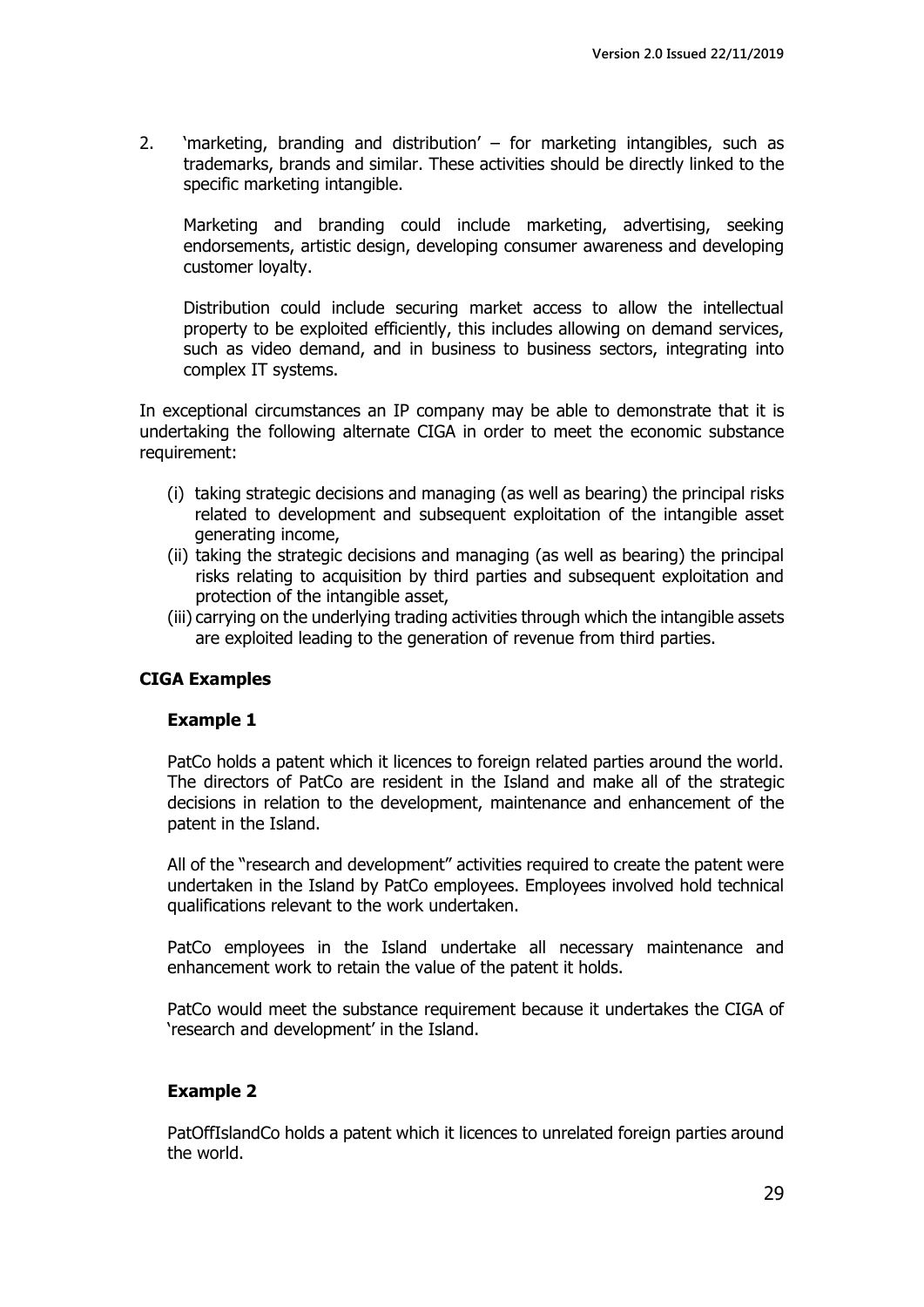2. 'marketing, branding and distribution' – for marketing intangibles, such as trademarks, brands and similar. These activities should be directly linked to the specific marketing intangible.

   Marketing and branding could include marketing, advertising, seeking endorsements, artistic design, developing consumer awareness and developing customer loyalty.

   Distribution could include securing market access to allow the intellectual property to be exploited efficiently, this includes allowing on demand services, such as video demand, and in business to business sectors, integrating into complex IT systems.

In exceptional circumstances an IP company may be able to demonstrate that it is undertaking the following alternate CIGA in order to meet the economic substance requirement:

(i) taking strategic decisions and managing (as well as bearing) the principal risks related to development and subsequent exploitation of the intangible asset generating income,
(ii) taking the strategic decisions and managing (as well as bearing) the principal risks relating to acquisition by third parties and subsequent exploitation and protection of the intangible asset,
(iii) carrying on the underlying trading activities through which the intangible assets are exploited leading to the generation of revenue from third parties.

## CIGA Examples

### Example 1

PatCo holds a patent which it licences to foreign related parties around the world. The directors of PatCo are resident in the Island and make all of the strategic decisions in relation to the development, maintenance and enhancement of the patent in the Island.

All of the "research and development" activities required to create the patent were undertaken in the Island by PatCo employees. Employees involved hold technical qualifications relevant to the work undertaken.

PatCo employees in the Island undertake all necessary maintenance and enhancement work to retain the value of the patent it holds.

PatCo would meet the substance requirement because it undertakes the CIGA of 'research and development' in the Island.

### Example 2

PatOffIslandCo holds a patent which it licences to unrelated foreign parties around the world.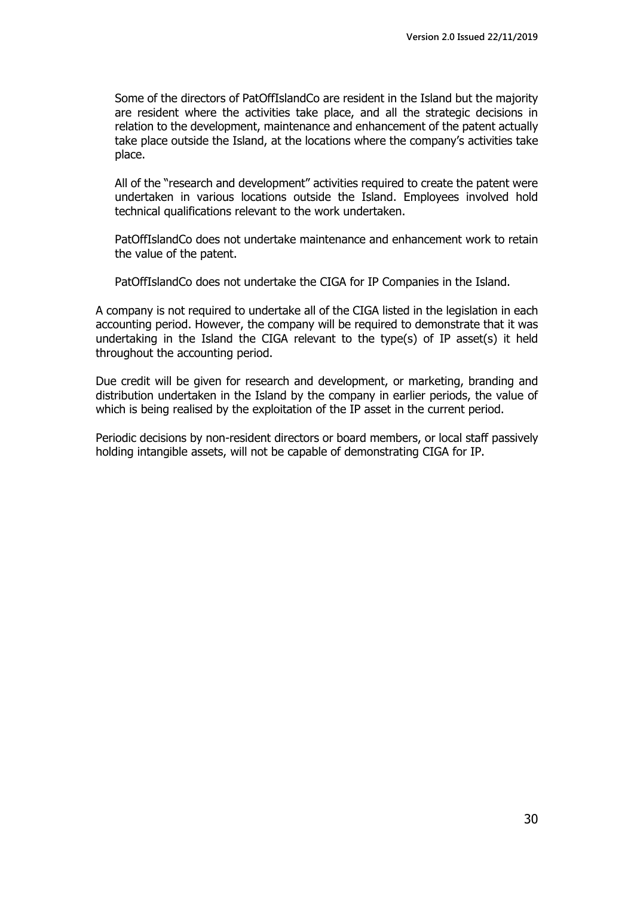Some of the directors of PatOffIslandCo are resident in the Island but the majority are resident where the activities take place, and all the strategic decisions in relation to the development, maintenance and enhancement of the patent actually take place outside the Island, at the locations where the company's activities take place.

All of the "research and development" activities required to create the patent were undertaken in various locations outside the Island. Employees involved hold technical qualifications relevant to the work undertaken.

PatOffIslandCo does not undertake maintenance and enhancement work to retain the value of the patent.

PatOffIslandCo does not undertake the CIGA for IP Companies in the Island.

A company is not required to undertake all of the CIGA listed in the legislation in each accounting period. However, the company will be required to demonstrate that it was undertaking in the Island the CIGA relevant to the type(s) of IP asset(s) it held throughout the accounting period.

Due credit will be given for research and development, or marketing, branding and distribution undertaken in the Island by the company in earlier periods, the value of which is being realised by the exploitation of the IP asset in the current period.

Periodic decisions by non-resident directors or board members, or local staff passively holding intangible assets, will not be capable of demonstrating CIGA for IP.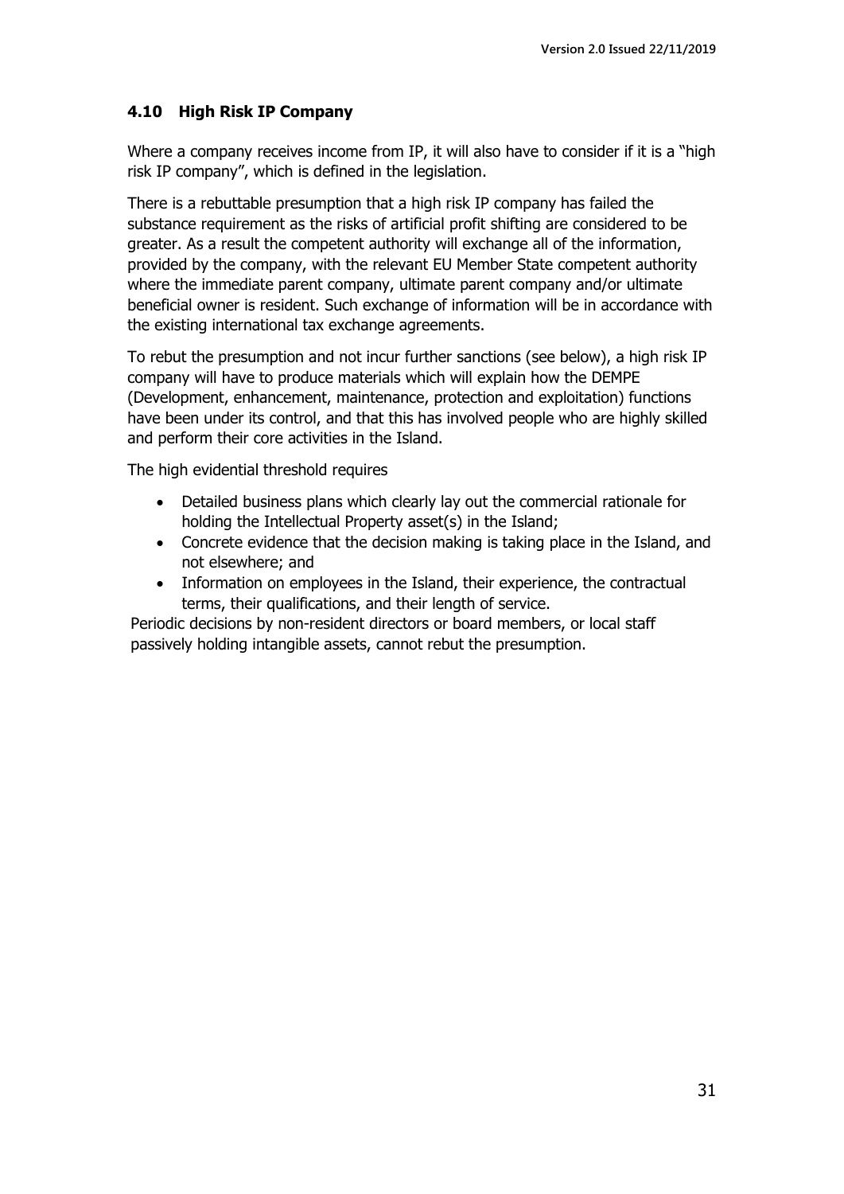### 4.10 High Risk IP Company

Where a company receives income from IP, it will also have to consider if it is a "high risk IP company", which is defined in the legislation.

There is a rebuttable presumption that a high risk IP company has failed the substance requirement as the risks of artificial profit shifting are considered to be greater. As a result the competent authority will exchange all of the information, provided by the company, with the relevant EU Member State competent authority where the immediate parent company, ultimate parent company and/or ultimate beneficial owner is resident. Such exchange of information will be in accordance with the existing international tax exchange agreements.

To rebut the presumption and not incur further sanctions (see below), a high risk IP company will have to produce materials which will explain how the DEMPE (Development, enhancement, maintenance, protection and exploitation) functions have been under its control, and that this has involved people who are highly skilled and perform their core activities in the Island.

The high evidential threshold requires

- Detailed business plans which clearly lay out the commercial rationale for holding the Intellectual Property asset(s) in the Island;
- Concrete evidence that the decision making is taking place in the Island, and not elsewhere; and
- Information on employees in the Island, their experience, the contractual terms, their qualifications, and their length of service.

Periodic decisions by non-resident directors or board members, or local staff passively holding intangible assets, cannot rebut the presumption.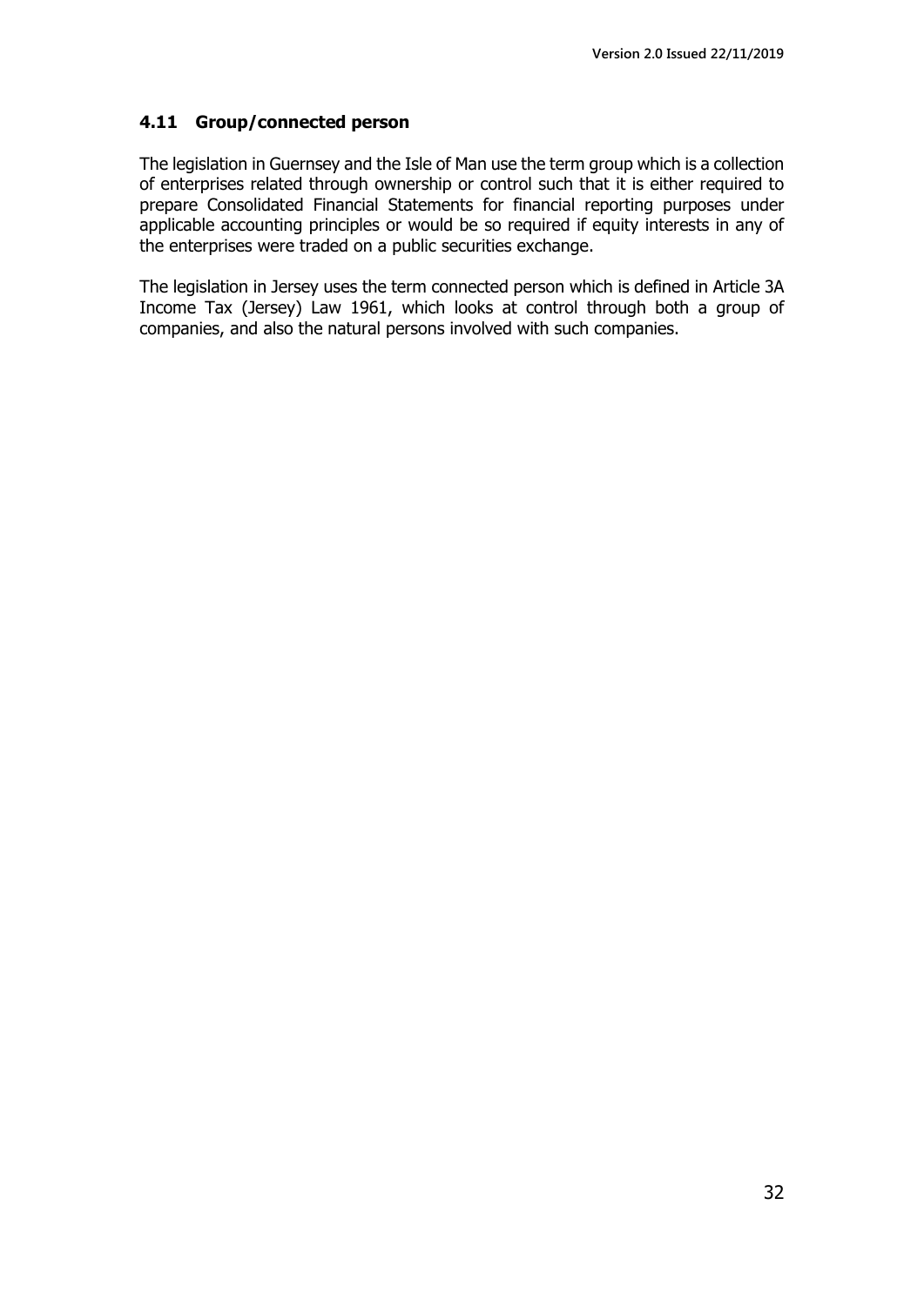### 4.11 Group/connected person

The legislation in Guernsey and the Isle of Man use the term group which is a collection of enterprises related through ownership or control such that it is either required to prepare Consolidated Financial Statements for financial reporting purposes under applicable accounting principles or would be so required if equity interests in any of the enterprises were traded on a public securities exchange.

The legislation in Jersey uses the term connected person which is defined in Article 3A Income Tax (Jersey) Law 1961, which looks at control through both a group of companies, and also the natural persons involved with such companies.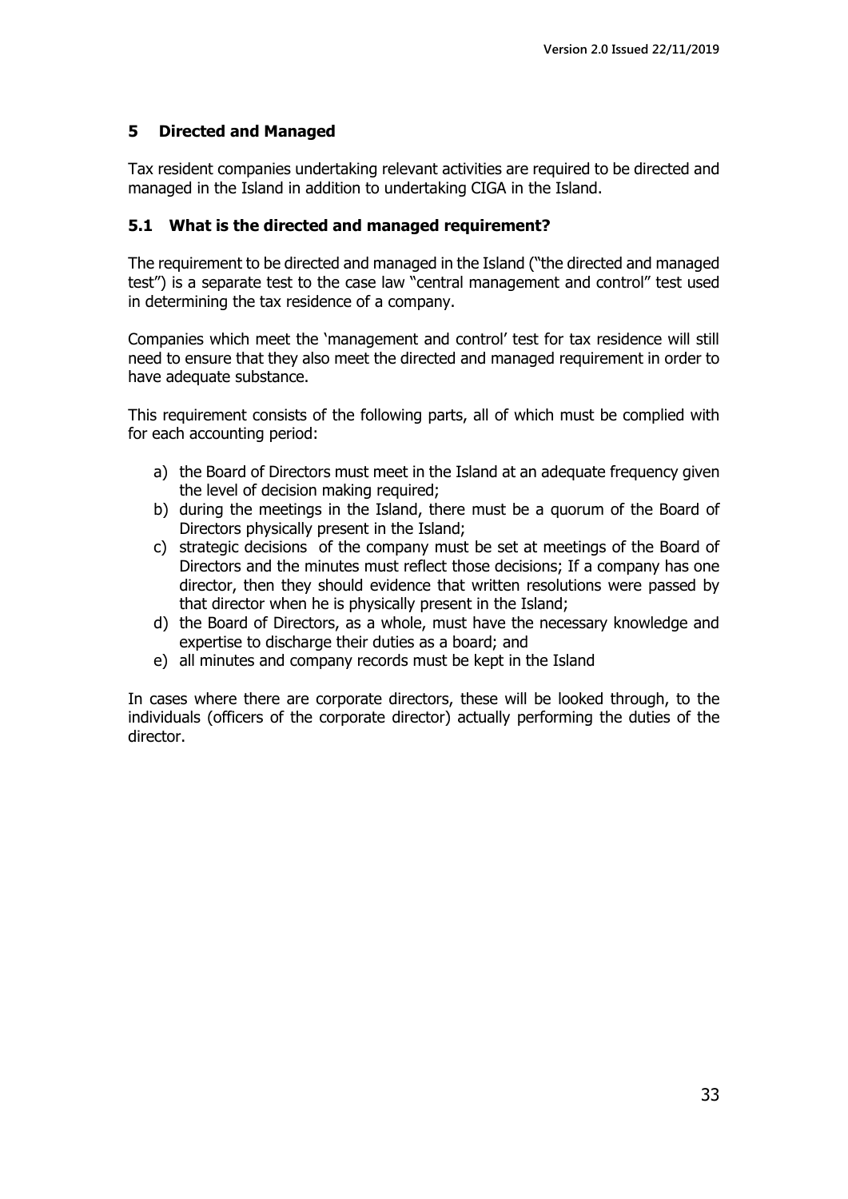## 5 Directed and Managed

Tax resident companies undertaking relevant activities are required to be directed and managed in the Island in addition to undertaking CIGA in the Island.

### 5.1 What is the directed and managed requirement?

The requirement to be directed and managed in the Island ("the directed and managed test") is a separate test to the case law "central management and control" test used in determining the tax residence of a company.

Companies which meet the 'management and control' test for tax residence will still need to ensure that they also meet the directed and managed requirement in order to have adequate substance.

This requirement consists of the following parts, all of which must be complied with for each accounting period:

a) the Board of Directors must meet in the Island at an adequate frequency given the level of decision making required;
b) during the meetings in the Island, there must be a quorum of the Board of Directors physically present in the Island;
c) strategic decisions of the company must be set at meetings of the Board of Directors and the minutes must reflect those decisions; If a company has one director, then they should evidence that written resolutions were passed by that director when he is physically present in the Island;
d) the Board of Directors, as a whole, must have the necessary knowledge and expertise to discharge their duties as a board; and
e) all minutes and company records must be kept in the Island

In cases where there are corporate directors, these will be looked through, to the individuals (officers of the corporate director) actually performing the duties of the director.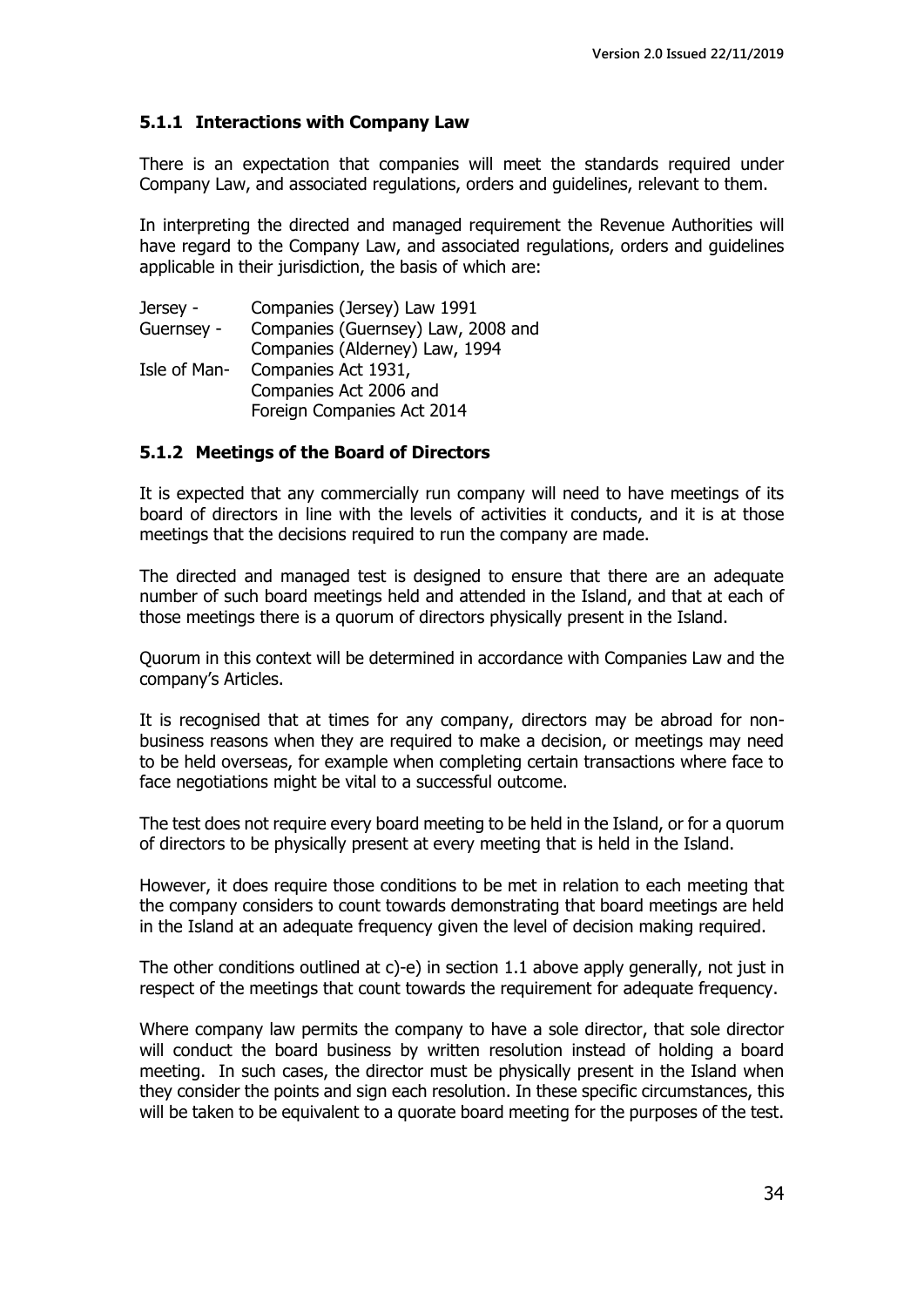### 5.1.1 Interactions with Company Law

There is an expectation that companies will meet the standards required under Company Law, and associated regulations, orders and guidelines, relevant to them.

In interpreting the directed and managed requirement the Revenue Authorities will have regard to the Company Law, and associated regulations, orders and guidelines applicable in their jurisdiction, the basis of which are:

| | |
|---|---|
| Jersey - | Companies (Jersey) Law 1991 |
| Guernsey - | Companies (Guernsey) Law, 2008 and Companies (Alderney) Law, 1994 |
| Isle of Man- | Companies Act 1931, Companies Act 2006 and Foreign Companies Act 2014 |

### 5.1.2 Meetings of the Board of Directors

It is expected that any commercially run company will need to have meetings of its board of directors in line with the levels of activities it conducts, and it is at those meetings that the decisions required to run the company are made.

The directed and managed test is designed to ensure that there are an adequate number of such board meetings held and attended in the Island, and that at each of those meetings there is a quorum of directors physically present in the Island.

Quorum in this context will be determined in accordance with Companies Law and the company's Articles.

It is recognised that at times for any company, directors may be abroad for non-business reasons when they are required to make a decision, or meetings may need to be held overseas, for example when completing certain transactions where face to face negotiations might be vital to a successful outcome.

The test does not require every board meeting to be held in the Island, or for a quorum of directors to be physically present at every meeting that is held in the Island.

However, it does require those conditions to be met in relation to each meeting that the company considers to count towards demonstrating that board meetings are held in the Island at an adequate frequency given the level of decision making required.

The other conditions outlined at c)-e) in section 1.1 above apply generally, not just in respect of the meetings that count towards the requirement for adequate frequency.

Where company law permits the company to have a sole director, that sole director will conduct the board business by written resolution instead of holding a board meeting. In such cases, the director must be physically present in the Island when they consider the points and sign each resolution. In these specific circumstances, this will be taken to be equivalent to a quorate board meeting for the purposes of the test.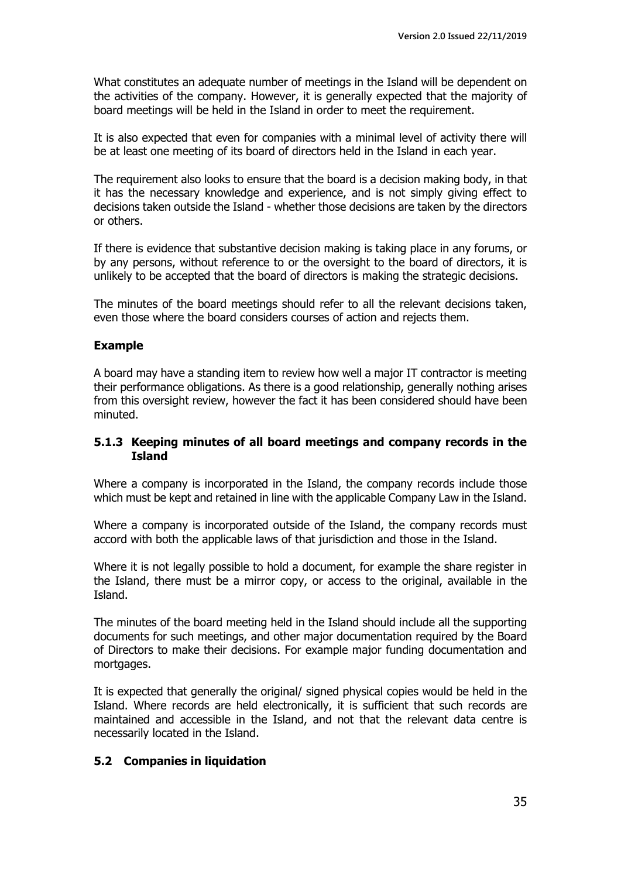What constitutes an adequate number of meetings in the Island will be dependent on the activities of the company. However, it is generally expected that the majority of board meetings will be held in the Island in order to meet the requirement.

It is also expected that even for companies with a minimal level of activity there will be at least one meeting of its board of directors held in the Island in each year.

The requirement also looks to ensure that the board is a decision making body, in that it has the necessary knowledge and experience, and is not simply giving effect to decisions taken outside the Island - whether those decisions are taken by the directors or others.

If there is evidence that substantive decision making is taking place in any forums, or by any persons, without reference to or the oversight to the board of directors, it is unlikely to be accepted that the board of directors is making the strategic decisions.

The minutes of the board meetings should refer to all the relevant decisions taken, even those where the board considers courses of action and rejects them.

**Example**

A board may have a standing item to review how well a major IT contractor is meeting their performance obligations. As there is a good relationship, generally nothing arises from this oversight review, however the fact it has been considered should have been minuted.

### 5.1.3 Keeping minutes of all board meetings and company records in the Island

Where a company is incorporated in the Island, the company records include those which must be kept and retained in line with the applicable Company Law in the Island.

Where a company is incorporated outside of the Island, the company records must accord with both the applicable laws of that jurisdiction and those in the Island.

Where it is not legally possible to hold a document, for example the share register in the Island, there must be a mirror copy, or access to the original, available in the Island.

The minutes of the board meeting held in the Island should include all the supporting documents for such meetings, and other major documentation required by the Board of Directors to make their decisions. For example major funding documentation and mortgages.

It is expected that generally the original/ signed physical copies would be held in the Island. Where records are held electronically, it is sufficient that such records are maintained and accessible in the Island, and not that the relevant data centre is necessarily located in the Island.

## 5.2 Companies in liquidation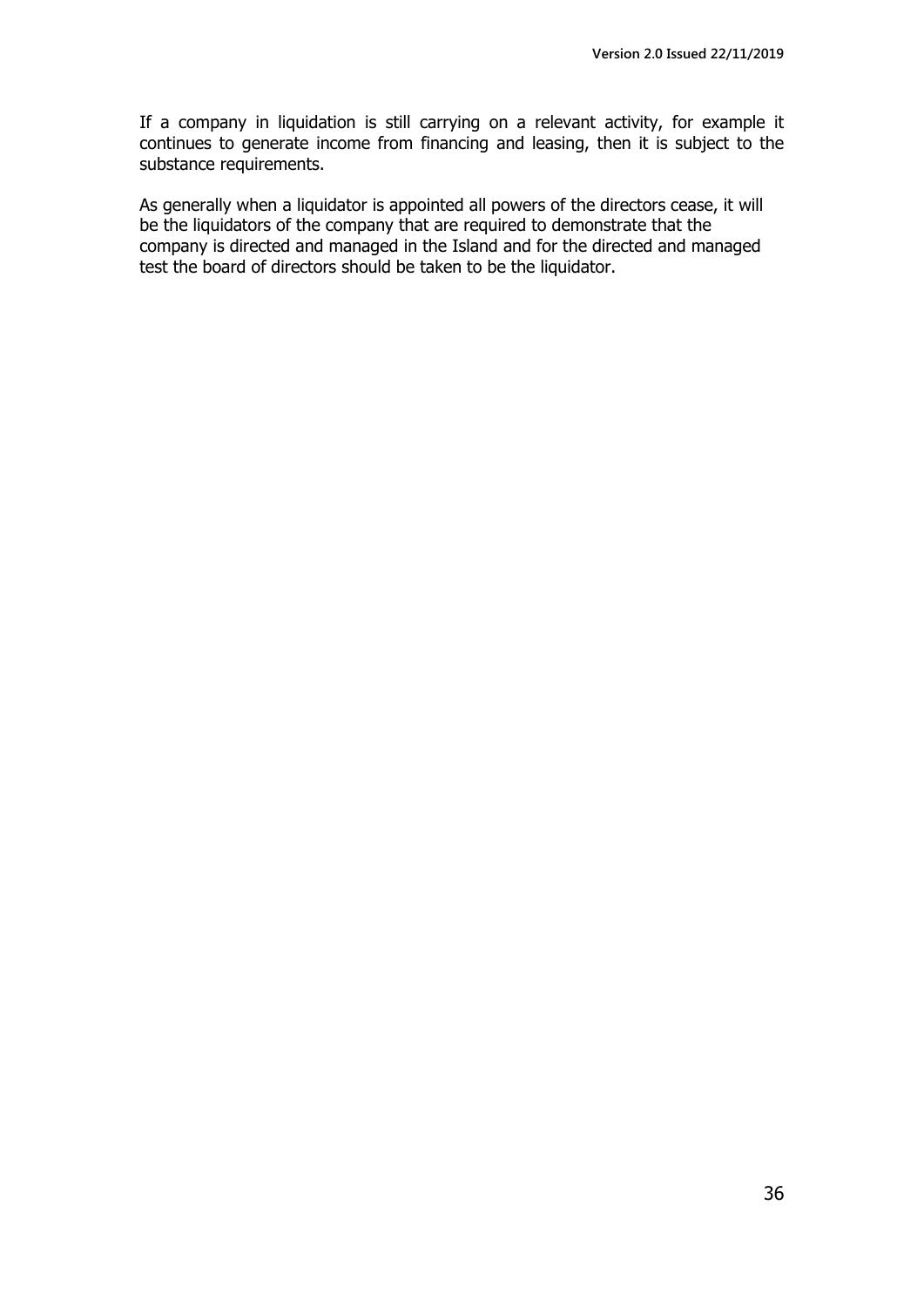If a company in liquidation is still carrying on a relevant activity, for example it continues to generate income from financing and leasing, then it is subject to the substance requirements.

As generally when a liquidator is appointed all powers of the directors cease, it will be the liquidators of the company that are required to demonstrate that the company is directed and managed in the Island and for the directed and managed test the board of directors should be taken to be the liquidator.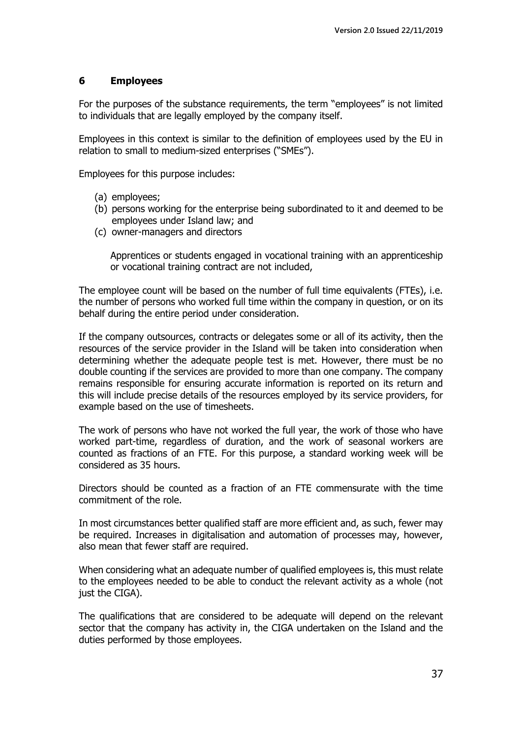## 6 Employees

For the purposes of the substance requirements, the term "employees" is not limited to individuals that are legally employed by the company itself.

Employees in this context is similar to the definition of employees used by the EU in relation to small to medium-sized enterprises ("SMEs").

Employees for this purpose includes:

(a) employees;
(b) persons working for the enterprise being subordinated to it and deemed to be employees under Island law; and
(c) owner-managers and directors

Apprentices or students engaged in vocational training with an apprenticeship or vocational training contract are not included,

The employee count will be based on the number of full time equivalents (FTEs), i.e. the number of persons who worked full time within the company in question, or on its behalf during the entire period under consideration.

If the company outsources, contracts or delegates some or all of its activity, then the resources of the service provider in the Island will be taken into consideration when determining whether the adequate people test is met. However, there must be no double counting if the services are provided to more than one company. The company remains responsible for ensuring accurate information is reported on its return and this will include precise details of the resources employed by its service providers, for example based on the use of timesheets.

The work of persons who have not worked the full year, the work of those who have worked part-time, regardless of duration, and the work of seasonal workers are counted as fractions of an FTE. For this purpose, a standard working week will be considered as 35 hours.

Directors should be counted as a fraction of an FTE commensurate with the time commitment of the role.

In most circumstances better qualified staff are more efficient and, as such, fewer may be required. Increases in digitalisation and automation of processes may, however, also mean that fewer staff are required.

When considering what an adequate number of qualified employees is, this must relate to the employees needed to be able to conduct the relevant activity as a whole (not just the CIGA).

The qualifications that are considered to be adequate will depend on the relevant sector that the company has activity in, the CIGA undertaken on the Island and the duties performed by those employees.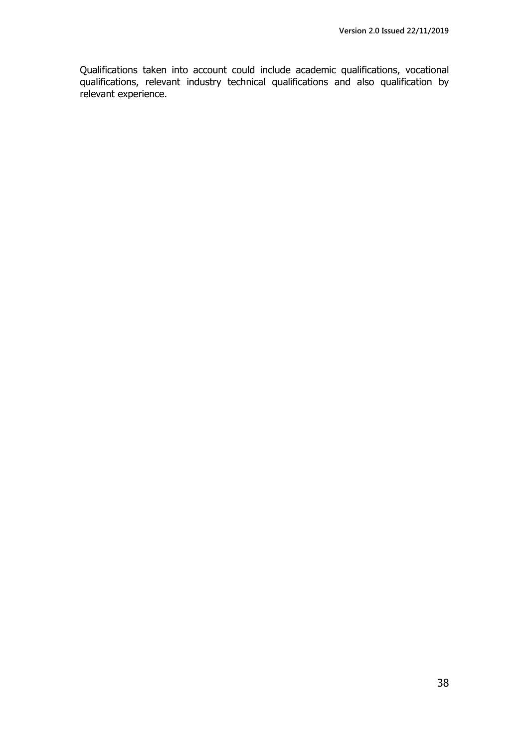Qualifications taken into account could include academic qualifications, vocational qualifications, relevant industry technical qualifications and also qualification by relevant experience.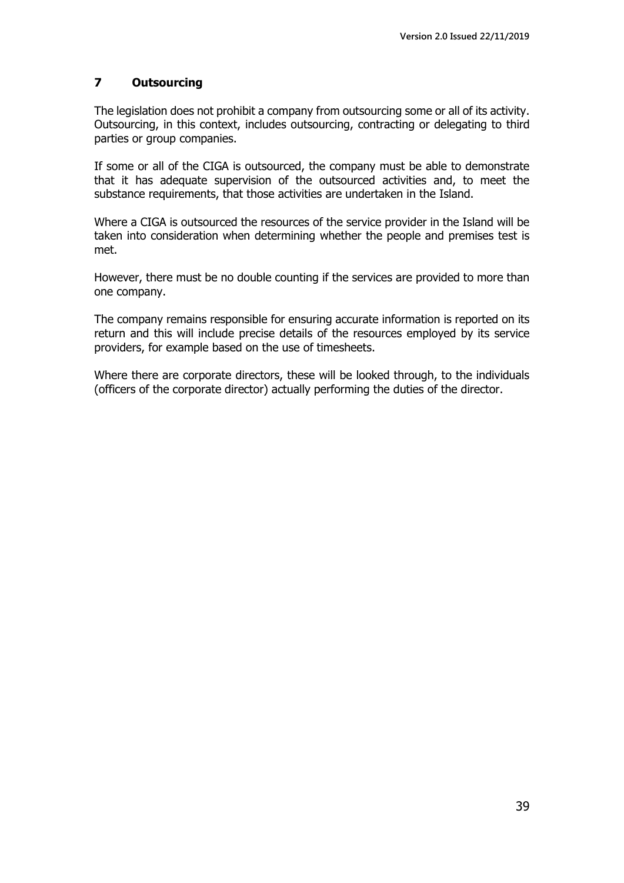## 7 Outsourcing

The legislation does not prohibit a company from outsourcing some or all of its activity. Outsourcing, in this context, includes outsourcing, contracting or delegating to third parties or group companies.

If some or all of the CIGA is outsourced, the company must be able to demonstrate that it has adequate supervision of the outsourced activities and, to meet the substance requirements, that those activities are undertaken in the Island.

Where a CIGA is outsourced the resources of the service provider in the Island will be taken into consideration when determining whether the people and premises test is met.

However, there must be no double counting if the services are provided to more than one company.

The company remains responsible for ensuring accurate information is reported on its return and this will include precise details of the resources employed by its service providers, for example based on the use of timesheets.

Where there are corporate directors, these will be looked through, to the individuals (officers of the corporate director) actually performing the duties of the director.